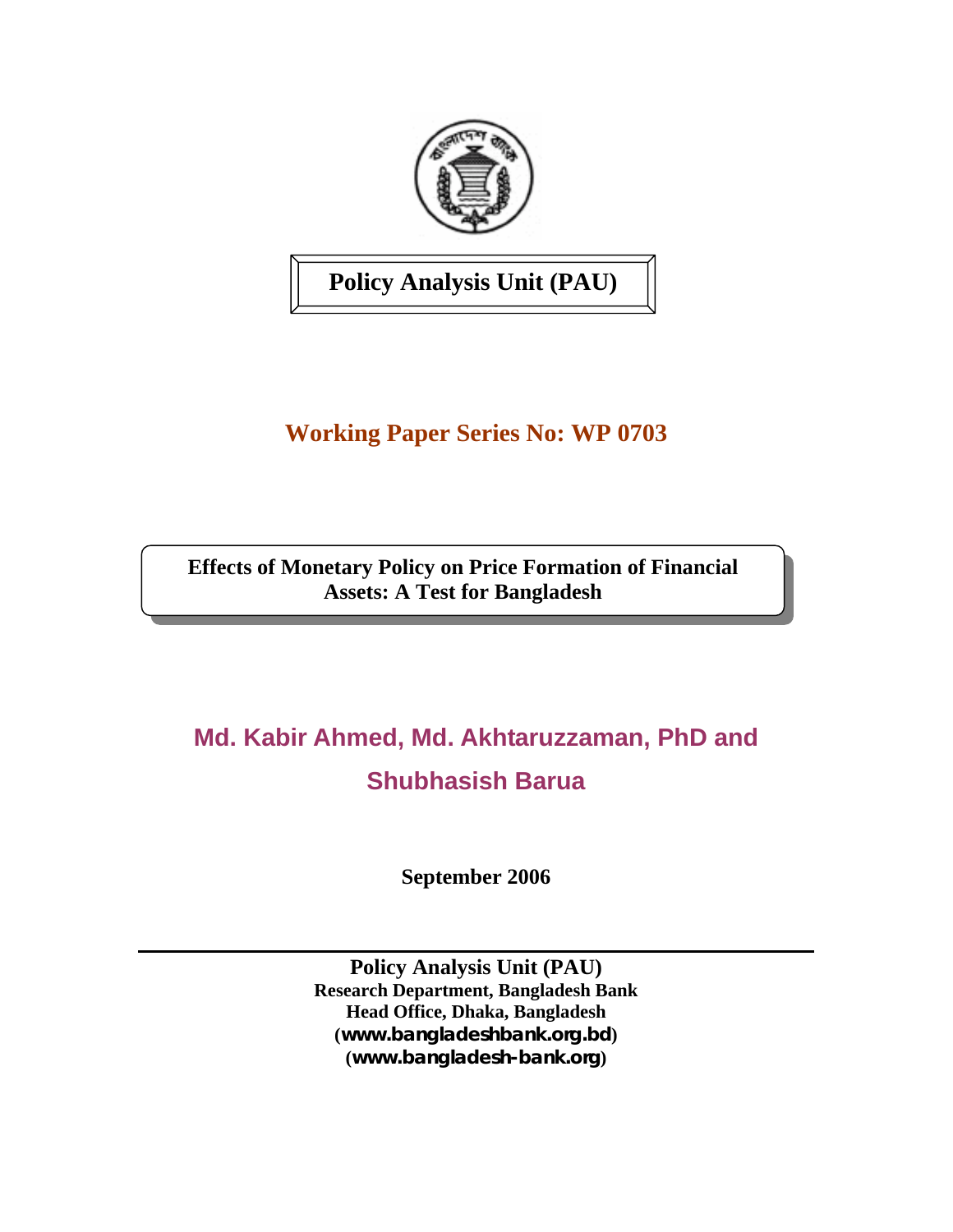**Policy Analysis Unit (PAU)**

## Working Paper Series No: WP 0703

# Effects of Monetary Policy on Price Formation of Financial Assets: A Test for Bangladesh

**Md. Kabir Ahmed, Md. Akhtaruzzaman, PhD and Shubhasish Barua**

**September 2006**

---

**Policy Analysis Unit (PAU)**
**Research Department, Bangladesh Bank**
**Head Office, Dhaka, Bangladesh**
**(www.bangladeshbank.org.bd)**
**(www.bangladesh-bank.org)**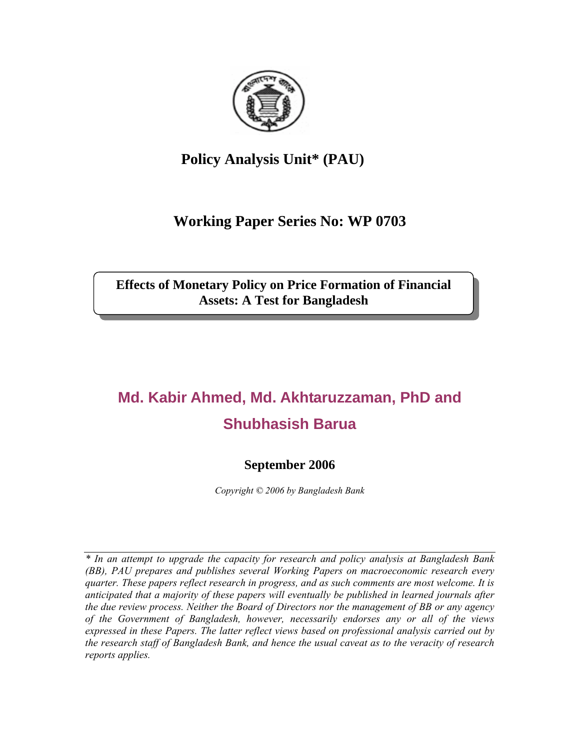# Policy Analysis Unit* (PAU)

## Working Paper Series No: WP 0703

**Effects of Monetary Policy on Price Formation of Financial Assets: A Test for Bangladesh**

## Md. Kabir Ahmed, Md. Akhtaruzzaman, PhD and Shubhasish Barua

**September 2006**

*Copyright © 2006 by Bangladesh Bank*

---

*\* In an attempt to upgrade the capacity for research and policy analysis at Bangladesh Bank (BB), PAU prepares and publishes several Working Papers on macroeconomic research every quarter. These papers reflect research in progress, and as such comments are most welcome. It is anticipated that a majority of these papers will eventually be published in learned journals after the due review process. Neither the Board of Directors nor the management of BB or any agency of the Government of Bangladesh, however, necessarily endorses any or all of the views expressed in these Papers. The latter reflect views based on professional analysis carried out by the research staff of Bangladesh Bank, and hence the usual caveat as to the veracity of research reports applies.*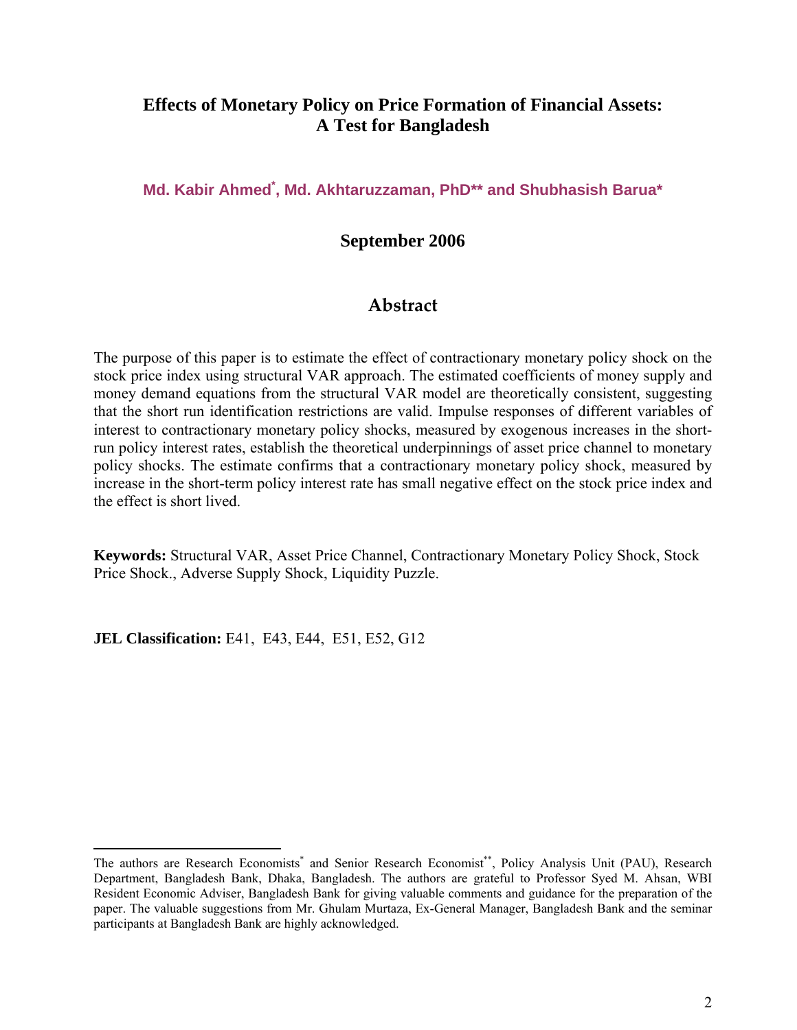# Effects of Monetary Policy on Price Formation of Financial Assets: A Test for Bangladesh

**Md. Kabir Ahmed\*, Md. Akhtaruzzaman, PhD\*\* and Shubhasish Barua\***

**September 2006**

## Abstract

The purpose of this paper is to estimate the effect of contractionary monetary policy shock on the stock price index using structural VAR approach. The estimated coefficients of money supply and money demand equations from the structural VAR model are theoretically consistent, suggesting that the short run identification restrictions are valid. Impulse responses of different variables of interest to contractionary monetary policy shocks, measured by exogenous increases in the short-run policy interest rates, establish the theoretical underpinnings of asset price channel to monetary policy shocks. The estimate confirms that a contractionary monetary policy shock, measured by increase in the short-term policy interest rate has small negative effect on the stock price index and the effect is short lived.

**Keywords:** Structural VAR, Asset Price Channel, Contractionary Monetary Policy Shock, Stock Price Shock., Adverse Supply Shock, Liquidity Puzzle.

**JEL Classification:** E41, E43, E44, E51, E52, G12

---

The authors are Research Economists* and Senior Research Economist**, Policy Analysis Unit (PAU), Research Department, Bangladesh Bank, Dhaka, Bangladesh. The authors are grateful to Professor Syed M. Ahsan, WBI Resident Economic Adviser, Bangladesh Bank for giving valuable comments and guidance for the preparation of the paper. The valuable suggestions from Mr. Ghulam Murtaza, Ex-General Manager, Bangladesh Bank and the seminar participants at Bangladesh Bank are highly acknowledged.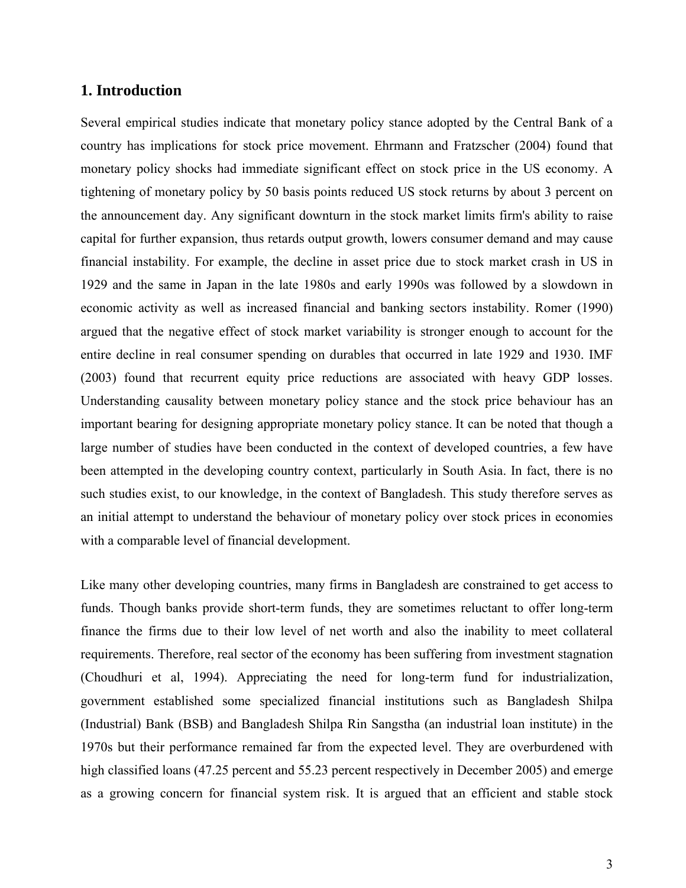## 1. Introduction

Several empirical studies indicate that monetary policy stance adopted by the Central Bank of a country has implications for stock price movement. Ehrmann and Fratzscher (2004) found that monetary policy shocks had immediate significant effect on stock price in the US economy. A tightening of monetary policy by 50 basis points reduced US stock returns by about 3 percent on the announcement day. Any significant downturn in the stock market limits firm's ability to raise capital for further expansion, thus retards output growth, lowers consumer demand and may cause financial instability. For example, the decline in asset price due to stock market crash in US in 1929 and the same in Japan in the late 1980s and early 1990s was followed by a slowdown in economic activity as well as increased financial and banking sectors instability. Romer (1990) argued that the negative effect of stock market variability is stronger enough to account for the entire decline in real consumer spending on durables that occurred in late 1929 and 1930. IMF (2003) found that recurrent equity price reductions are associated with heavy GDP losses. Understanding causality between monetary policy stance and the stock price behaviour has an important bearing for designing appropriate monetary policy stance. It can be noted that though a large number of studies have been conducted in the context of developed countries, a few have been attempted in the developing country context, particularly in South Asia. In fact, there is no such studies exist, to our knowledge, in the context of Bangladesh. This study therefore serves as an initial attempt to understand the behaviour of monetary policy over stock prices in economies with a comparable level of financial development.

Like many other developing countries, many firms in Bangladesh are constrained to get access to funds. Though banks provide short-term funds, they are sometimes reluctant to offer long-term finance the firms due to their low level of net worth and also the inability to meet collateral requirements. Therefore, real sector of the economy has been suffering from investment stagnation (Choudhuri et al, 1994). Appreciating the need for long-term fund for industrialization, government established some specialized financial institutions such as Bangladesh Shilpa (Industrial) Bank (BSB) and Bangladesh Shilpa Rin Sangstha (an industrial loan institute) in the 1970s but their performance remained far from the expected level. They are overburdened with high classified loans (47.25 percent and 55.23 percent respectively in December 2005) and emerge as a growing concern for financial system risk. It is argued that an efficient and stable stock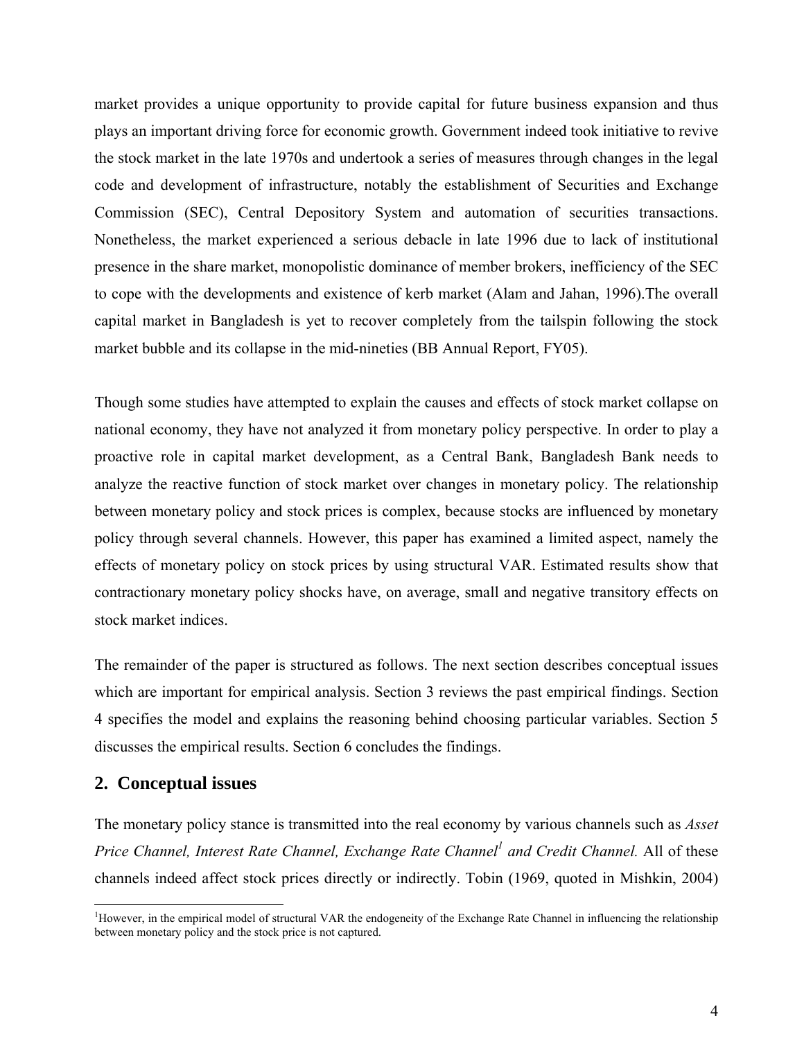market provides a unique opportunity to provide capital for future business expansion and thus plays an important driving force for economic growth. Government indeed took initiative to revive the stock market in the late 1970s and undertook a series of measures through changes in the legal code and development of infrastructure, notably the establishment of Securities and Exchange Commission (SEC), Central Depository System and automation of securities transactions. Nonetheless, the market experienced a serious debacle in late 1996 due to lack of institutional presence in the share market, monopolistic dominance of member brokers, inefficiency of the SEC to cope with the developments and existence of kerb market (Alam and Jahan, 1996).The overall capital market in Bangladesh is yet to recover completely from the tailspin following the stock market bubble and its collapse in the mid-nineties (BB Annual Report, FY05).

Though some studies have attempted to explain the causes and effects of stock market collapse on national economy, they have not analyzed it from monetary policy perspective. In order to play a proactive role in capital market development, as a Central Bank, Bangladesh Bank needs to analyze the reactive function of stock market over changes in monetary policy. The relationship between monetary policy and stock prices is complex, because stocks are influenced by monetary policy through several channels. However, this paper has examined a limited aspect, namely the effects of monetary policy on stock prices by using structural VAR. Estimated results show that contractionary monetary policy shocks have, on average, small and negative transitory effects on stock market indices.

The remainder of the paper is structured as follows. The next section describes conceptual issues which are important for empirical analysis. Section 3 reviews the past empirical findings. Section 4 specifies the model and explains the reasoning behind choosing particular variables. Section 5 discusses the empirical results. Section 6 concludes the findings.

## 2. Conceptual issues

The monetary policy stance is transmitted into the real economy by various channels such as *Asset Price Channel, Interest Rate Channel, Exchange Rate Channel*[1] *and Credit Channel.* All of these channels indeed affect stock prices directly or indirectly. Tobin (1969, quoted in Mishkin, 2004)

---

[1]However, in the empirical model of structural VAR the endogeneity of the Exchange Rate Channel in influencing the relationship between monetary policy and the stock price is not captured.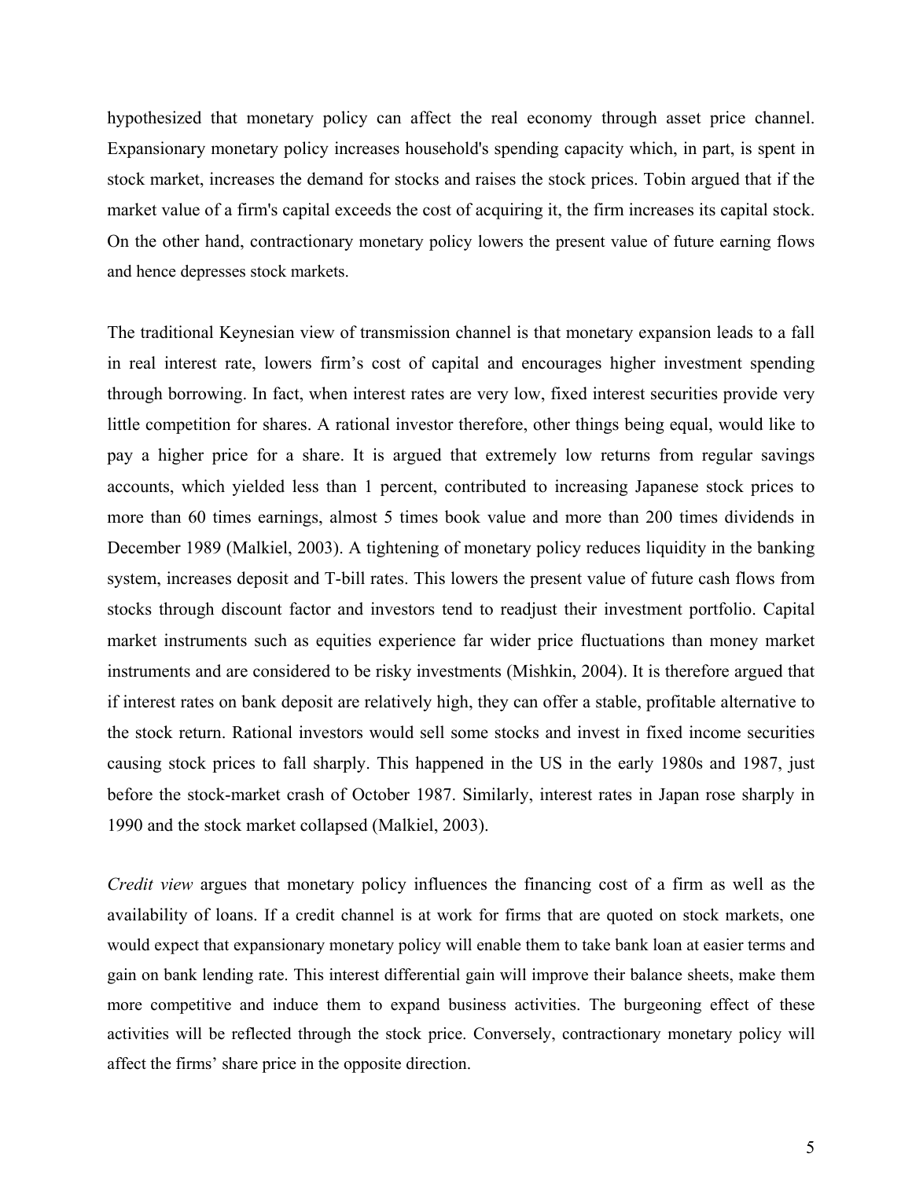hypothesized that monetary policy can affect the real economy through asset price channel. Expansionary monetary policy increases household's spending capacity which, in part, is spent in stock market, increases the demand for stocks and raises the stock prices. Tobin argued that if the market value of a firm's capital exceeds the cost of acquiring it, the firm increases its capital stock. On the other hand, contractionary monetary policy lowers the present value of future earning flows and hence depresses stock markets.

The traditional Keynesian view of transmission channel is that monetary expansion leads to a fall in real interest rate, lowers firm's cost of capital and encourages higher investment spending through borrowing. In fact, when interest rates are very low, fixed interest securities provide very little competition for shares. A rational investor therefore, other things being equal, would like to pay a higher price for a share. It is argued that extremely low returns from regular savings accounts, which yielded less than 1 percent, contributed to increasing Japanese stock prices to more than 60 times earnings, almost 5 times book value and more than 200 times dividends in December 1989 (Malkiel, 2003). A tightening of monetary policy reduces liquidity in the banking system, increases deposit and T-bill rates. This lowers the present value of future cash flows from stocks through discount factor and investors tend to readjust their investment portfolio. Capital market instruments such as equities experience far wider price fluctuations than money market instruments and are considered to be risky investments (Mishkin, 2004). It is therefore argued that if interest rates on bank deposit are relatively high, they can offer a stable, profitable alternative to the stock return. Rational investors would sell some stocks and invest in fixed income securities causing stock prices to fall sharply. This happened in the US in the early 1980s and 1987, just before the stock-market crash of October 1987. Similarly, interest rates in Japan rose sharply in 1990 and the stock market collapsed (Malkiel, 2003).

*Credit view* argues that monetary policy influences the financing cost of a firm as well as the availability of loans. If a credit channel is at work for firms that are quoted on stock markets, one would expect that expansionary monetary policy will enable them to take bank loan at easier terms and gain on bank lending rate. This interest differential gain will improve their balance sheets, make them more competitive and induce them to expand business activities. The burgeoning effect of these activities will be reflected through the stock price. Conversely, contractionary monetary policy will affect the firms' share price in the opposite direction.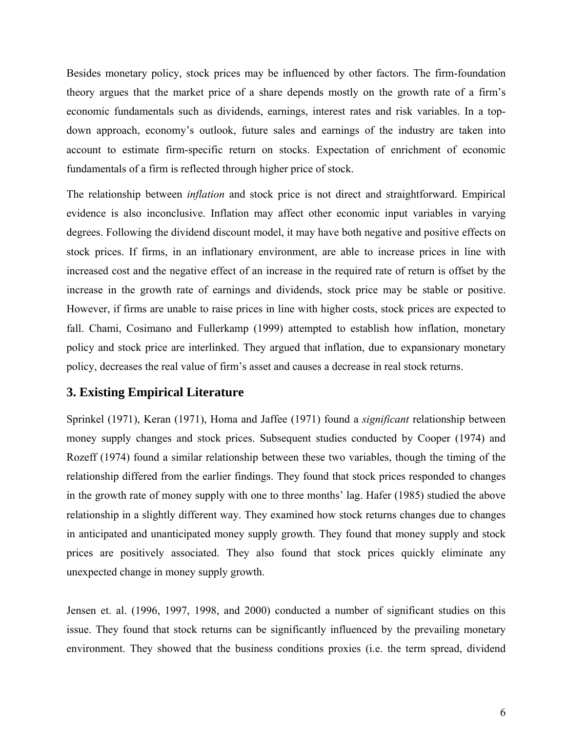Besides monetary policy, stock prices may be influenced by other factors. The firm-foundation theory argues that the market price of a share depends mostly on the growth rate of a firm's economic fundamentals such as dividends, earnings, interest rates and risk variables. In a top-down approach, economy's outlook, future sales and earnings of the industry are taken into account to estimate firm-specific return on stocks. Expectation of enrichment of economic fundamentals of a firm is reflected through higher price of stock.

The relationship between *inflation* and stock price is not direct and straightforward. Empirical evidence is also inconclusive. Inflation may affect other economic input variables in varying degrees. Following the dividend discount model, it may have both negative and positive effects on stock prices. If firms, in an inflationary environment, are able to increase prices in line with increased cost and the negative effect of an increase in the required rate of return is offset by the increase in the growth rate of earnings and dividends, stock price may be stable or positive. However, if firms are unable to raise prices in line with higher costs, stock prices are expected to fall. Chami, Cosimano and Fullerkamp (1999) attempted to establish how inflation, monetary policy and stock price are interlinked. They argued that inflation, due to expansionary monetary policy, decreases the real value of firm's asset and causes a decrease in real stock returns.

## 3. Existing Empirical Literature

Sprinkel (1971), Keran (1971), Homa and Jaffee (1971) found a *significant* relationship between money supply changes and stock prices. Subsequent studies conducted by Cooper (1974) and Rozeff (1974) found a similar relationship between these two variables, though the timing of the relationship differed from the earlier findings. They found that stock prices responded to changes in the growth rate of money supply with one to three months' lag. Hafer (1985) studied the above relationship in a slightly different way. They examined how stock returns changes due to changes in anticipated and unanticipated money supply growth. They found that money supply and stock prices are positively associated. They also found that stock prices quickly eliminate any unexpected change in money supply growth.

Jensen et. al. (1996, 1997, 1998, and 2000) conducted a number of significant studies on this issue. They found that stock returns can be significantly influenced by the prevailing monetary environment. They showed that the business conditions proxies (i.e. the term spread, dividend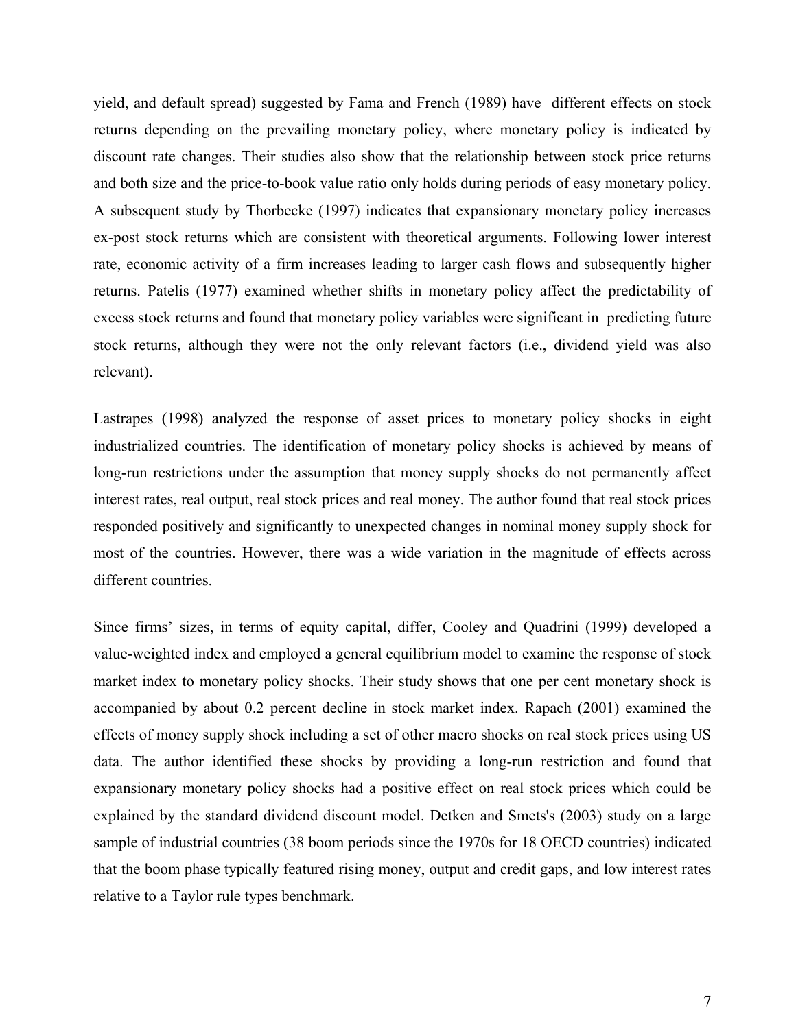yield, and default spread) suggested by Fama and French (1989) have different effects on stock returns depending on the prevailing monetary policy, where monetary policy is indicated by discount rate changes. Their studies also show that the relationship between stock price returns and both size and the price-to-book value ratio only holds during periods of easy monetary policy. A subsequent study by Thorbecke (1997) indicates that expansionary monetary policy increases ex-post stock returns which are consistent with theoretical arguments. Following lower interest rate, economic activity of a firm increases leading to larger cash flows and subsequently higher returns. Patelis (1977) examined whether shifts in monetary policy affect the predictability of excess stock returns and found that monetary policy variables were significant in predicting future stock returns, although they were not the only relevant factors (i.e., dividend yield was also relevant).

Lastrapes (1998) analyzed the response of asset prices to monetary policy shocks in eight industrialized countries. The identification of monetary policy shocks is achieved by means of long-run restrictions under the assumption that money supply shocks do not permanently affect interest rates, real output, real stock prices and real money. The author found that real stock prices responded positively and significantly to unexpected changes in nominal money supply shock for most of the countries. However, there was a wide variation in the magnitude of effects across different countries.

Since firms' sizes, in terms of equity capital, differ, Cooley and Quadrini (1999) developed a value-weighted index and employed a general equilibrium model to examine the response of stock market index to monetary policy shocks. Their study shows that one per cent monetary shock is accompanied by about 0.2 percent decline in stock market index. Rapach (2001) examined the effects of money supply shock including a set of other macro shocks on real stock prices using US data. The author identified these shocks by providing a long-run restriction and found that expansionary monetary policy shocks had a positive effect on real stock prices which could be explained by the standard dividend discount model. Detken and Smets's (2003) study on a large sample of industrial countries (38 boom periods since the 1970s for 18 OECD countries) indicated that the boom phase typically featured rising money, output and credit gaps, and low interest rates relative to a Taylor rule types benchmark.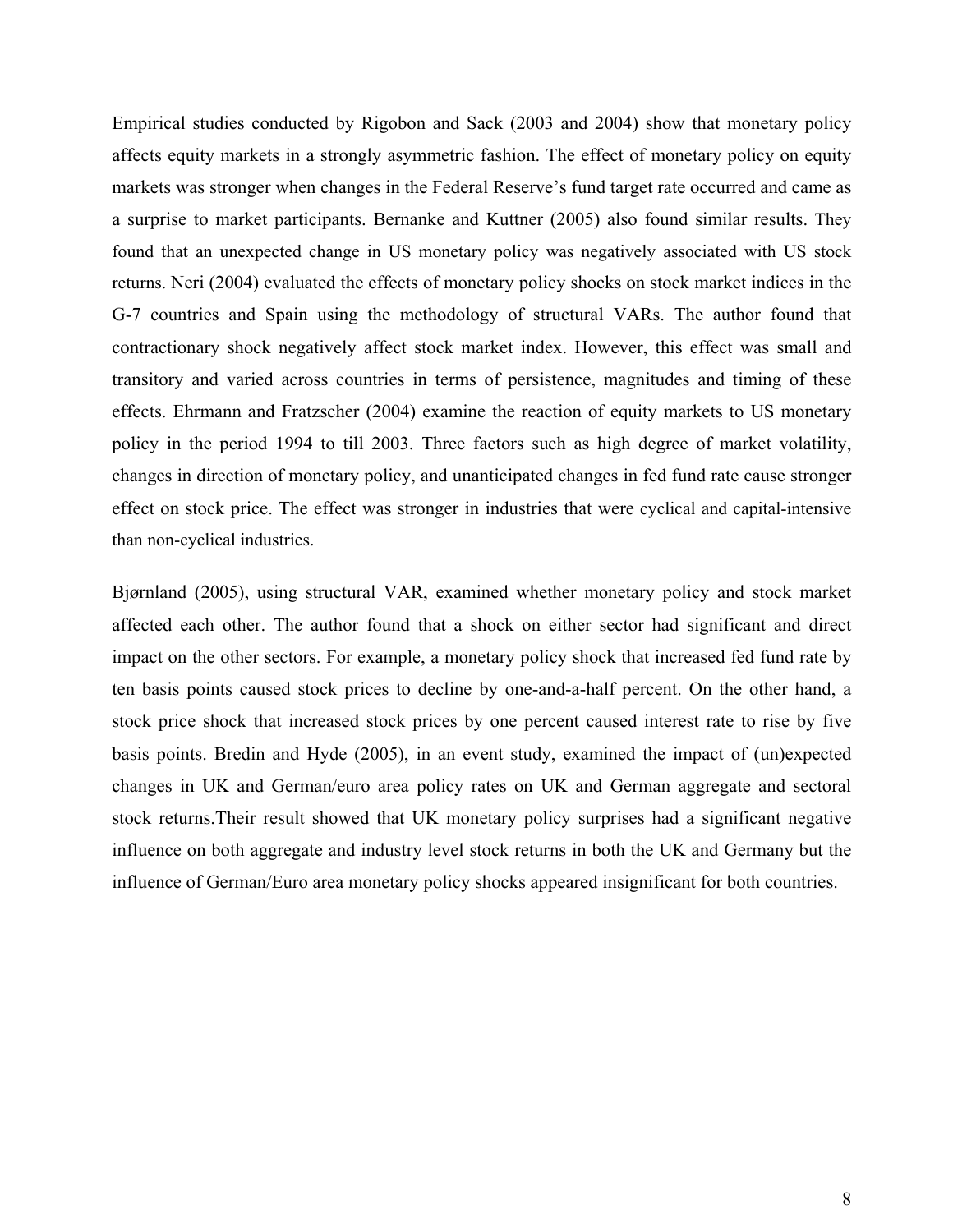Empirical studies conducted by Rigobon and Sack (2003 and 2004) show that monetary policy affects equity markets in a strongly asymmetric fashion. The effect of monetary policy on equity markets was stronger when changes in the Federal Reserve's fund target rate occurred and came as a surprise to market participants. Bernanke and Kuttner (2005) also found similar results. They found that an unexpected change in US monetary policy was negatively associated with US stock returns. Neri (2004) evaluated the effects of monetary policy shocks on stock market indices in the G-7 countries and Spain using the methodology of structural VARs. The author found that contractionary shock negatively affect stock market index. However, this effect was small and transitory and varied across countries in terms of persistence, magnitudes and timing of these effects. Ehrmann and Fratzscher (2004) examine the reaction of equity markets to US monetary policy in the period 1994 to till 2003. Three factors such as high degree of market volatility, changes in direction of monetary policy, and unanticipated changes in fed fund rate cause stronger effect on stock price. The effect was stronger in industries that were cyclical and capital-intensive than non-cyclical industries.

Bjørnland (2005), using structural VAR, examined whether monetary policy and stock market affected each other. The author found that a shock on either sector had significant and direct impact on the other sectors. For example, a monetary policy shock that increased fed fund rate by ten basis points caused stock prices to decline by one-and-a-half percent. On the other hand, a stock price shock that increased stock prices by one percent caused interest rate to rise by five basis points. Bredin and Hyde (2005), in an event study, examined the impact of (un)expected changes in UK and German/euro area policy rates on UK and German aggregate and sectoral stock returns.Their result showed that UK monetary policy surprises had a significant negative influence on both aggregate and industry level stock returns in both the UK and Germany but the influence of German/Euro area monetary policy shocks appeared insignificant for both countries.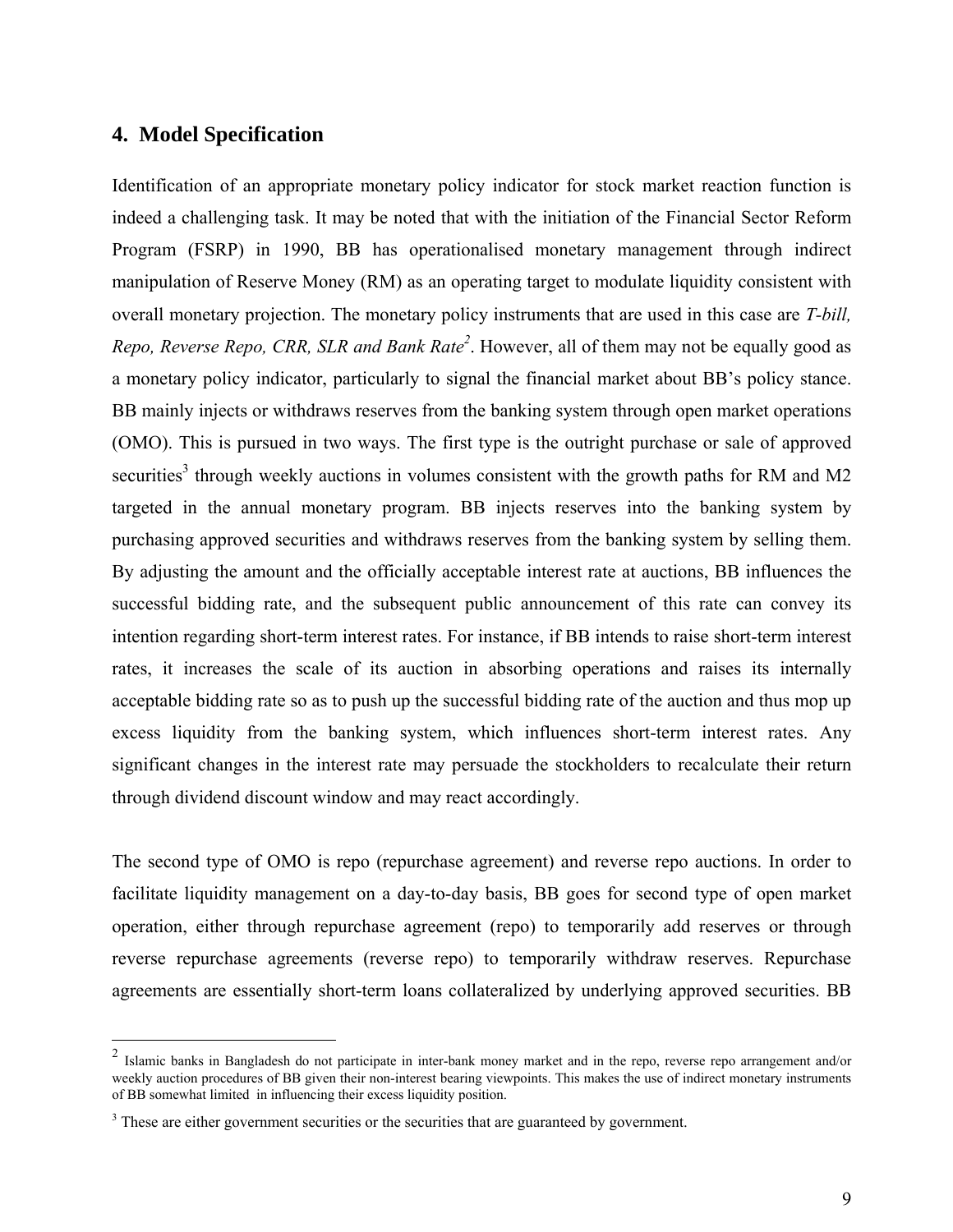## 4. Model Specification

Identification of an appropriate monetary policy indicator for stock market reaction function is indeed a challenging task. It may be noted that with the initiation of the Financial Sector Reform Program (FSRP) in 1990, BB has operationalised monetary management through indirect manipulation of Reserve Money (RM) as an operating target to modulate liquidity consistent with overall monetary projection. The monetary policy instruments that are used in this case are *T-bill, Repo, Reverse Repo, CRR, SLR and Bank Rate*[2]. However, all of them may not be equally good as a monetary policy indicator, particularly to signal the financial market about BB's policy stance. BB mainly injects or withdraws reserves from the banking system through open market operations (OMO). This is pursued in two ways. The first type is the outright purchase or sale of approved securities[3] through weekly auctions in volumes consistent with the growth paths for RM and M2 targeted in the annual monetary program. BB injects reserves into the banking system by purchasing approved securities and withdraws reserves from the banking system by selling them. By adjusting the amount and the officially acceptable interest rate at auctions, BB influences the successful bidding rate, and the subsequent public announcement of this rate can convey its intention regarding short-term interest rates. For instance, if BB intends to raise short-term interest rates, it increases the scale of its auction in absorbing operations and raises its internally acceptable bidding rate so as to push up the successful bidding rate of the auction and thus mop up excess liquidity from the banking system, which influences short-term interest rates. Any significant changes in the interest rate may persuade the stockholders to recalculate their return through dividend discount window and may react accordingly.

The second type of OMO is repo (repurchase agreement) and reverse repo auctions. In order to facilitate liquidity management on a day-to-day basis, BB goes for second type of open market operation, either through repurchase agreement (repo) to temporarily add reserves or through reverse repurchase agreements (reverse repo) to temporarily withdraw reserves. Repurchase agreements are essentially short-term loans collateralized by underlying approved securities. BB

---

[2] Islamic banks in Bangladesh do not participate in inter-bank money market and in the repo, reverse repo arrangement and/or weekly auction procedures of BB given their non-interest bearing viewpoints. This makes the use of indirect monetary instruments of BB somewhat limited in influencing their excess liquidity position.

[3] These are either government securities or the securities that are guaranteed by government.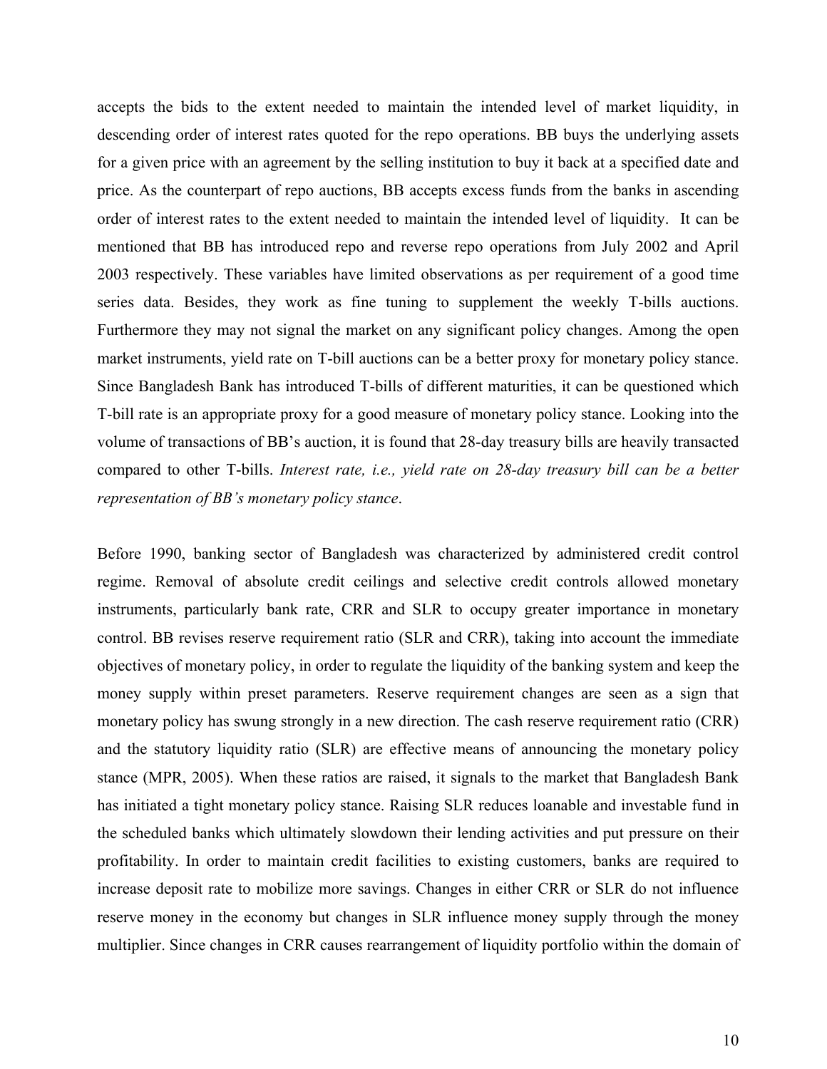accepts the bids to the extent needed to maintain the intended level of market liquidity, in descending order of interest rates quoted for the repo operations. BB buys the underlying assets for a given price with an agreement by the selling institution to buy it back at a specified date and price. As the counterpart of repo auctions, BB accepts excess funds from the banks in ascending order of interest rates to the extent needed to maintain the intended level of liquidity. It can be mentioned that BB has introduced repo and reverse repo operations from July 2002 and April 2003 respectively. These variables have limited observations as per requirement of a good time series data. Besides, they work as fine tuning to supplement the weekly T-bills auctions. Furthermore they may not signal the market on any significant policy changes. Among the open market instruments, yield rate on T-bill auctions can be a better proxy for monetary policy stance. Since Bangladesh Bank has introduced T-bills of different maturities, it can be questioned which T-bill rate is an appropriate proxy for a good measure of monetary policy stance. Looking into the volume of transactions of BB's auction, it is found that 28-day treasury bills are heavily transacted compared to other T-bills. *Interest rate, i.e., yield rate on 28-day treasury bill can be a better representation of BB's monetary policy stance*.

Before 1990, banking sector of Bangladesh was characterized by administered credit control regime. Removal of absolute credit ceilings and selective credit controls allowed monetary instruments, particularly bank rate, CRR and SLR to occupy greater importance in monetary control. BB revises reserve requirement ratio (SLR and CRR), taking into account the immediate objectives of monetary policy, in order to regulate the liquidity of the banking system and keep the money supply within preset parameters. Reserve requirement changes are seen as a sign that monetary policy has swung strongly in a new direction. The cash reserve requirement ratio (CRR) and the statutory liquidity ratio (SLR) are effective means of announcing the monetary policy stance (MPR, 2005). When these ratios are raised, it signals to the market that Bangladesh Bank has initiated a tight monetary policy stance. Raising SLR reduces loanable and investable fund in the scheduled banks which ultimately slowdown their lending activities and put pressure on their profitability. In order to maintain credit facilities to existing customers, banks are required to increase deposit rate to mobilize more savings. Changes in either CRR or SLR do not influence reserve money in the economy but changes in SLR influence money supply through the money multiplier. Since changes in CRR causes rearrangement of liquidity portfolio within the domain of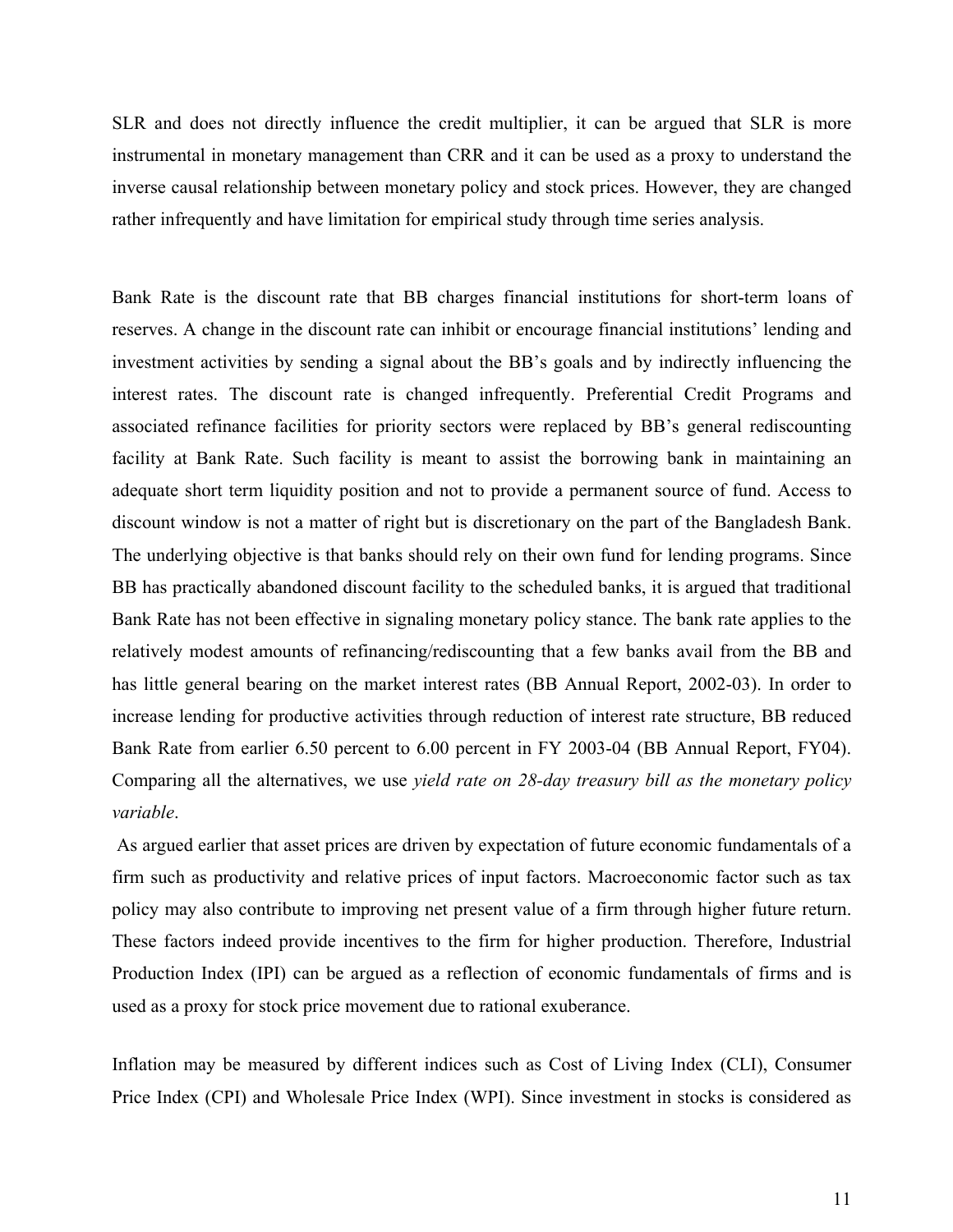SLR and does not directly influence the credit multiplier, it can be argued that SLR is more instrumental in monetary management than CRR and it can be used as a proxy to understand the inverse causal relationship between monetary policy and stock prices. However, they are changed rather infrequently and have limitation for empirical study through time series analysis.

Bank Rate is the discount rate that BB charges financial institutions for short-term loans of reserves. A change in the discount rate can inhibit or encourage financial institutions' lending and investment activities by sending a signal about the BB's goals and by indirectly influencing the interest rates. The discount rate is changed infrequently. Preferential Credit Programs and associated refinance facilities for priority sectors were replaced by BB's general rediscounting facility at Bank Rate. Such facility is meant to assist the borrowing bank in maintaining an adequate short term liquidity position and not to provide a permanent source of fund. Access to discount window is not a matter of right but is discretionary on the part of the Bangladesh Bank. The underlying objective is that banks should rely on their own fund for lending programs. Since BB has practically abandoned discount facility to the scheduled banks, it is argued that traditional Bank Rate has not been effective in signaling monetary policy stance. The bank rate applies to the relatively modest amounts of refinancing/rediscounting that a few banks avail from the BB and has little general bearing on the market interest rates (BB Annual Report, 2002-03). In order to increase lending for productive activities through reduction of interest rate structure, BB reduced Bank Rate from earlier 6.50 percent to 6.00 percent in FY 2003-04 (BB Annual Report, FY04). Comparing all the alternatives, we use *yield rate on 28-day treasury bill as the monetary policy variable*.

As argued earlier that asset prices are driven by expectation of future economic fundamentals of a firm such as productivity and relative prices of input factors. Macroeconomic factor such as tax policy may also contribute to improving net present value of a firm through higher future return. These factors indeed provide incentives to the firm for higher production. Therefore, Industrial Production Index (IPI) can be argued as a reflection of economic fundamentals of firms and is used as a proxy for stock price movement due to rational exuberance.

Inflation may be measured by different indices such as Cost of Living Index (CLI), Consumer Price Index (CPI) and Wholesale Price Index (WPI). Since investment in stocks is considered as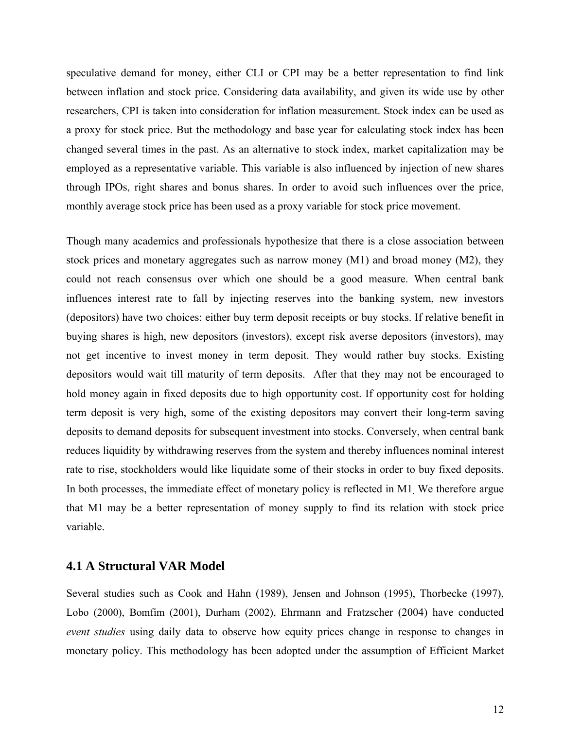speculative demand for money, either CLI or CPI may be a better representation to find link between inflation and stock price. Considering data availability, and given its wide use by other researchers, CPI is taken into consideration for inflation measurement. Stock index can be used as a proxy for stock price. But the methodology and base year for calculating stock index has been changed several times in the past. As an alternative to stock index, market capitalization may be employed as a representative variable. This variable is also influenced by injection of new shares through IPOs, right shares and bonus shares. In order to avoid such influences over the price, monthly average stock price has been used as a proxy variable for stock price movement.

Though many academics and professionals hypothesize that there is a close association between stock prices and monetary aggregates such as narrow money (M1) and broad money (M2), they could not reach consensus over which one should be a good measure. When central bank influences interest rate to fall by injecting reserves into the banking system, new investors (depositors) have two choices: either buy term deposit receipts or buy stocks. If relative benefit in buying shares is high, new depositors (investors), except risk averse depositors (investors), may not get incentive to invest money in term deposit. They would rather buy stocks. Existing depositors would wait till maturity of term deposits. After that they may not be encouraged to hold money again in fixed deposits due to high opportunity cost. If opportunity cost for holding term deposit is very high, some of the existing depositors may convert their long-term saving deposits to demand deposits for subsequent investment into stocks. Conversely, when central bank reduces liquidity by withdrawing reserves from the system and thereby influences nominal interest rate to rise, stockholders would like liquidate some of their stocks in order to buy fixed deposits. In both processes, the immediate effect of monetary policy is reflected in M1. We therefore argue that M1 may be a better representation of money supply to find its relation with stock price variable.

## 4.1 A Structural VAR Model

Several studies such as Cook and Hahn (1989), Jensen and Johnson (1995), Thorbecke (1997), Lobo (2000), Bomfim (2001), Durham (2002), Ehrmann and Fratzscher (2004) have conducted *event studies* using daily data to observe how equity prices change in response to changes in monetary policy. This methodology has been adopted under the assumption of Efficient Market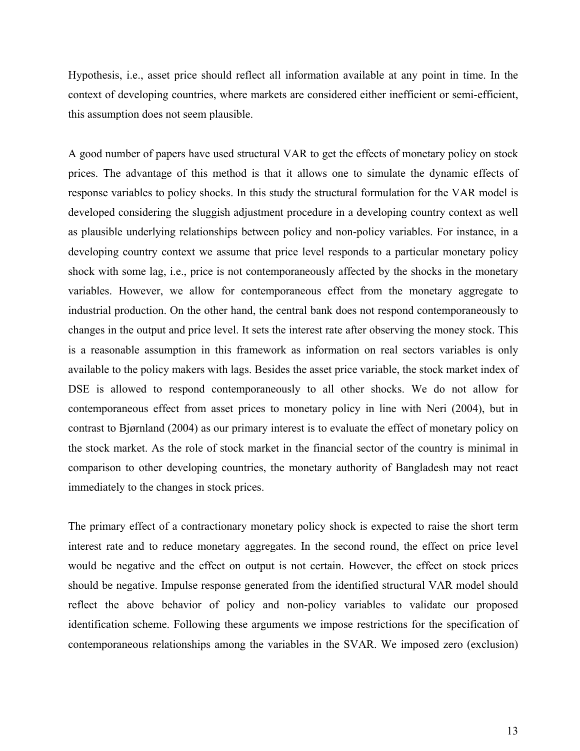Hypothesis, i.e., asset price should reflect all information available at any point in time. In the context of developing countries, where markets are considered either inefficient or semi-efficient, this assumption does not seem plausible.

A good number of papers have used structural VAR to get the effects of monetary policy on stock prices. The advantage of this method is that it allows one to simulate the dynamic effects of response variables to policy shocks. In this study the structural formulation for the VAR model is developed considering the sluggish adjustment procedure in a developing country context as well as plausible underlying relationships between policy and non-policy variables. For instance, in a developing country context we assume that price level responds to a particular monetary policy shock with some lag, i.e., price is not contemporaneously affected by the shocks in the monetary variables. However, we allow for contemporaneous effect from the monetary aggregate to industrial production. On the other hand, the central bank does not respond contemporaneously to changes in the output and price level. It sets the interest rate after observing the money stock. This is a reasonable assumption in this framework as information on real sectors variables is only available to the policy makers with lags. Besides the asset price variable, the stock market index of DSE is allowed to respond contemporaneously to all other shocks. We do not allow for contemporaneous effect from asset prices to monetary policy in line with Neri (2004), but in contrast to Bjørnland (2004) as our primary interest is to evaluate the effect of monetary policy on the stock market. As the role of stock market in the financial sector of the country is minimal in comparison to other developing countries, the monetary authority of Bangladesh may not react immediately to the changes in stock prices.

The primary effect of a contractionary monetary policy shock is expected to raise the short term interest rate and to reduce monetary aggregates. In the second round, the effect on price level would be negative and the effect on output is not certain. However, the effect on stock prices should be negative. Impulse response generated from the identified structural VAR model should reflect the above behavior of policy and non-policy variables to validate our proposed identification scheme. Following these arguments we impose restrictions for the specification of contemporaneous relationships among the variables in the SVAR. We imposed zero (exclusion)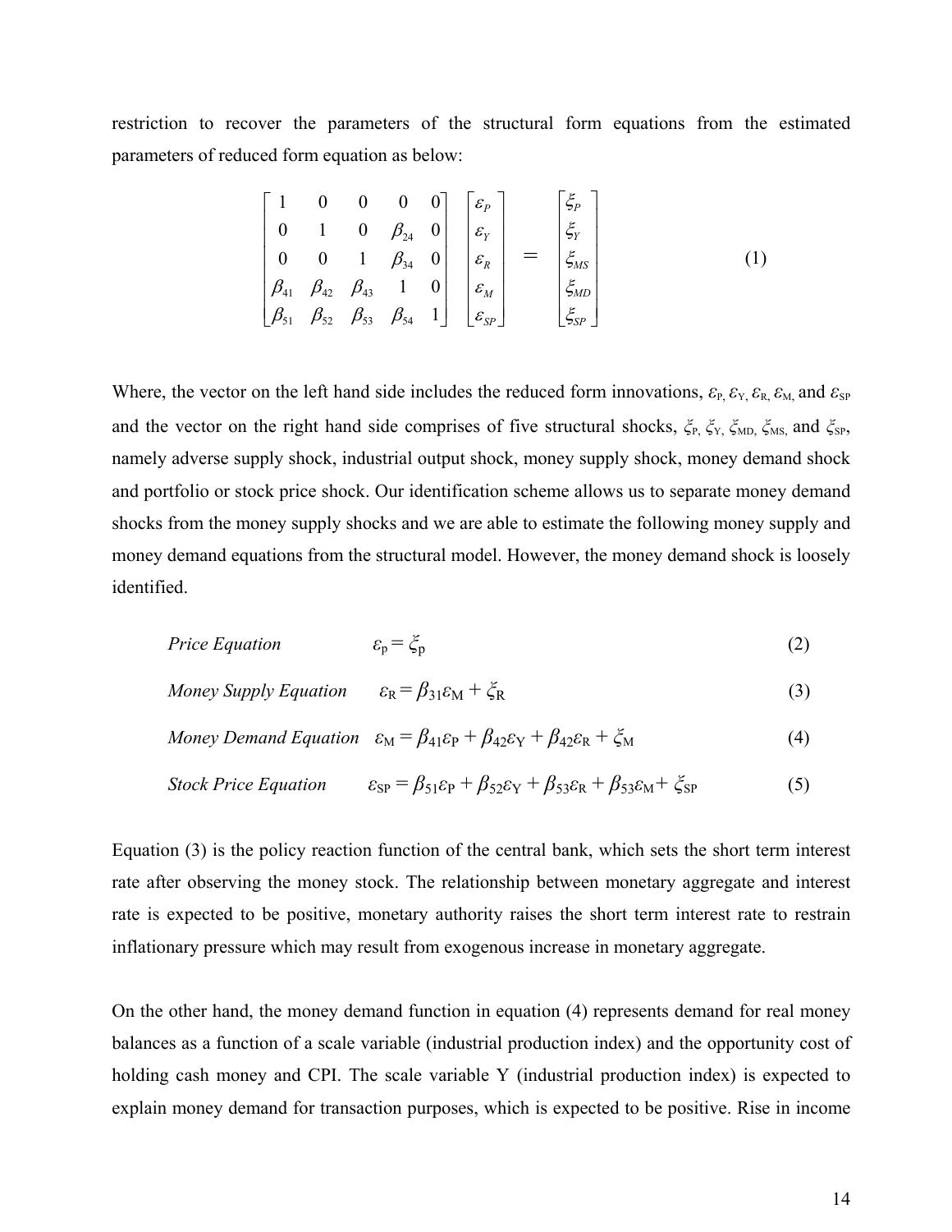restriction to recover the parameters of the structural form equations from the estimated parameters of reduced form equation as below:

$$
\begin{bmatrix} 1 & 0 & 0 & 0 & 0 \\ 0 & 1 & 0 & \beta_{24} & 0 \\ 0 & 0 & 1 & \beta_{34} & 0 \\ \beta_{41} & \beta_{42} & \beta_{43} & 1 & 0 \\ \beta_{51} & \beta_{52} & \beta_{53} & \beta_{54} & 1 \end{bmatrix} \begin{bmatrix} \varepsilon_P \\ \varepsilon_Y \\ \varepsilon_R \\ \varepsilon_M \\ \varepsilon_{SP} \end{bmatrix} = \begin{bmatrix} \xi_P \\ \xi_Y \\ \xi_{MS} \\ \xi_{MD} \\ \xi_{SP} \end{bmatrix} \tag{1}
$$

Where, the vector on the left hand side includes the reduced form innovations, $\varepsilon_{P,}$ $\varepsilon_{Y,}$ $\varepsilon_{R,}$ $\varepsilon_{M,}$ and $\varepsilon_{SP}$ and the vector on the right hand side comprises of five structural shocks, $\xi_{P,}$ $\xi_{Y,}$ $\xi_{MD,}$ $\xi_{MS,}$ and $\xi_{SP}$, namely adverse supply shock, industrial output shock, money supply shock, money demand shock and portfolio or stock price shock. Our identification scheme allows us to separate money demand shocks from the money supply shocks and we are able to estimate the following money supply and money demand equations from the structural model. However, the money demand shock is loosely identified.

*Price Equation* $\quad \varepsilon_p = \xi_p \quad (2)$

*Money Supply Equation* $\quad \varepsilon_R = \beta_{31}\varepsilon_M + \xi_R \quad (3)$

*Money Demand Equation* $\quad \varepsilon_M = \beta_{41}\varepsilon_P + \beta_{42}\varepsilon_Y + \beta_{42}\varepsilon_R + \xi_M \quad (4)$

*Stock Price Equation* $\quad \varepsilon_{SP} = \beta_{51}\varepsilon_P + \beta_{52}\varepsilon_Y + \beta_{53}\varepsilon_R + \beta_{53}\varepsilon_M + \xi_{SP} \quad (5)$

Equation (3) is the policy reaction function of the central bank, which sets the short term interest rate after observing the money stock. The relationship between monetary aggregate and interest rate is expected to be positive, monetary authority raises the short term interest rate to restrain inflationary pressure which may result from exogenous increase in monetary aggregate.

On the other hand, the money demand function in equation (4) represents demand for real money balances as a function of a scale variable (industrial production index) and the opportunity cost of holding cash money and CPI. The scale variable Y (industrial production index) is expected to explain money demand for transaction purposes, which is expected to be positive. Rise in income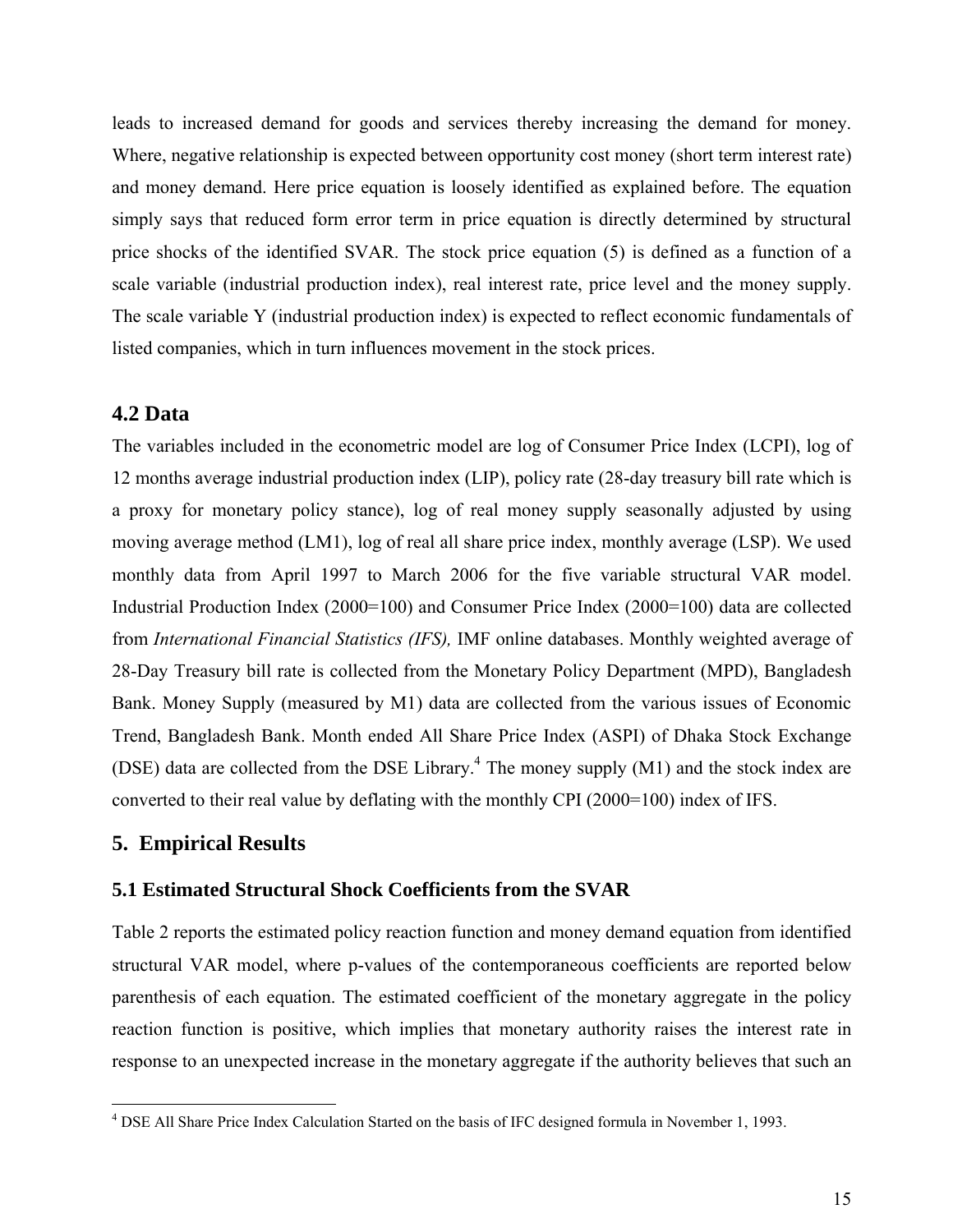leads to increased demand for goods and services thereby increasing the demand for money. Where, negative relationship is expected between opportunity cost money (short term interest rate) and money demand. Here price equation is loosely identified as explained before. The equation simply says that reduced form error term in price equation is directly determined by structural price shocks of the identified SVAR. The stock price equation (5) is defined as a function of a scale variable (industrial production index), real interest rate, price level and the money supply. The scale variable Y (industrial production index) is expected to reflect economic fundamentals of listed companies, which in turn influences movement in the stock prices.

### 4.2 Data

The variables included in the econometric model are log of Consumer Price Index (LCPI), log of 12 months average industrial production index (LIP), policy rate (28-day treasury bill rate which is a proxy for monetary policy stance), log of real money supply seasonally adjusted by using moving average method (LM1), log of real all share price index, monthly average (LSP). We used monthly data from April 1997 to March 2006 for the five variable structural VAR model. Industrial Production Index (2000=100) and Consumer Price Index (2000=100) data are collected from *International Financial Statistics (IFS),* IMF online databases. Monthly weighted average of 28-Day Treasury bill rate is collected from the Monetary Policy Department (MPD), Bangladesh Bank. Money Supply (measured by M1) data are collected from the various issues of Economic Trend, Bangladesh Bank. Month ended All Share Price Index (ASPI) of Dhaka Stock Exchange (DSE) data are collected from the DSE Library.[4] The money supply (M1) and the stock index are converted to their real value by deflating with the monthly CPI (2000=100) index of IFS.

## 5. Empirical Results

### 5.1 Estimated Structural Shock Coefficients from the SVAR

Table 2 reports the estimated policy reaction function and money demand equation from identified structural VAR model, where p-values of the contemporaneous coefficients are reported below parenthesis of each equation. The estimated coefficient of the monetary aggregate in the policy reaction function is positive, which implies that monetary authority raises the interest rate in response to an unexpected increase in the monetary aggregate if the authority believes that such an

---

[4] DSE All Share Price Index Calculation Started on the basis of IFC designed formula in November 1, 1993.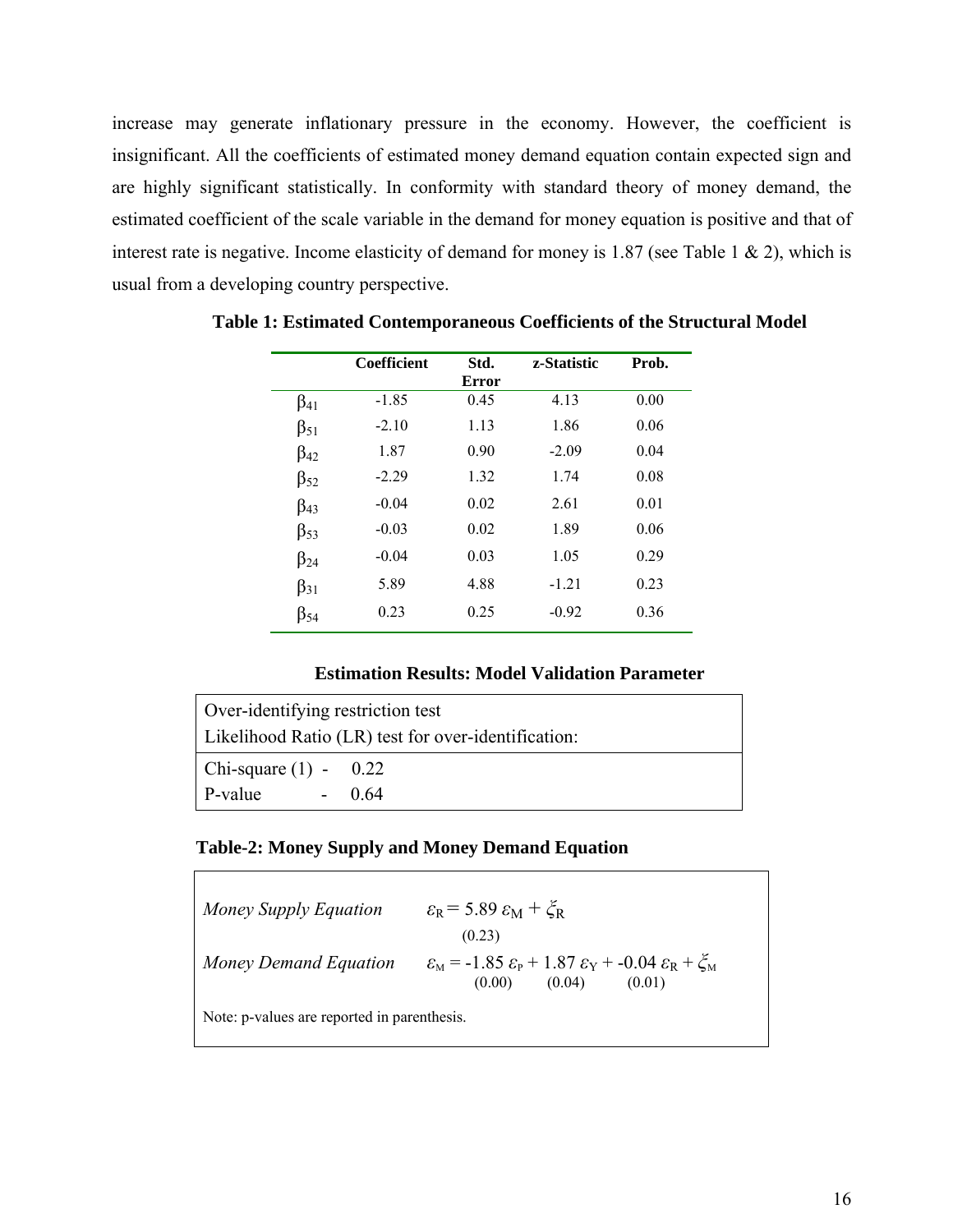increase may generate inflationary pressure in the economy. However, the coefficient is insignificant. All the coefficients of estimated money demand equation contain expected sign and are highly significant statistically. In conformity with standard theory of money demand, the estimated coefficient of the scale variable in the demand for money equation is positive and that of interest rate is negative. Income elasticity of demand for money is 1.87 (see Table 1 & 2), which is usual from a developing country perspective.

**Table 1: Estimated Contemporaneous Coefficients of the Structural Model**

| | Coefficient | Std. Error | z-Statistic | Prob. |
|---|---|---|---|---|
| $\beta_{41}$ | -1.85 | 0.45 | 4.13 | 0.00 |
| $\beta_{51}$ | -2.10 | 1.13 | 1.86 | 0.06 |
| $\beta_{42}$ | 1.87 | 0.90 | -2.09 | 0.04 |
| $\beta_{52}$ | -2.29 | 1.32 | 1.74 | 0.08 |
| $\beta_{43}$ | -0.04 | 0.02 | 2.61 | 0.01 |
| $\beta_{53}$ | -0.03 | 0.02 | 1.89 | 0.06 |
| $\beta_{24}$ | -0.04 | 0.03 | 1.05 | 0.29 |
| $\beta_{31}$ | 5.89 | 4.88 | -1.21 | 0.23 |
| $\beta_{54}$ | 0.23 | 0.25 | -0.92 | 0.36 |

**Estimation Results: Model Validation Parameter**

| Over-identifying restriction test<br>Likelihood Ratio (LR) test for over-identification: |
|---|
| Chi-square (1) - 0.22<br>P-value - 0.64 |

**Table-2: Money Supply and Money Demand Equation**

*Money Supply Equation* $\varepsilon_R = 5.89\, \varepsilon_M + \xi_R$
(0.23)

*Money Demand Equation* $\varepsilon_M = -1.85\, \varepsilon_P + 1.87\, \varepsilon_Y + -0.04\, \varepsilon_R + \xi_M$
(0.00) (0.04) (0.01)

Note: p-values are reported in parenthesis.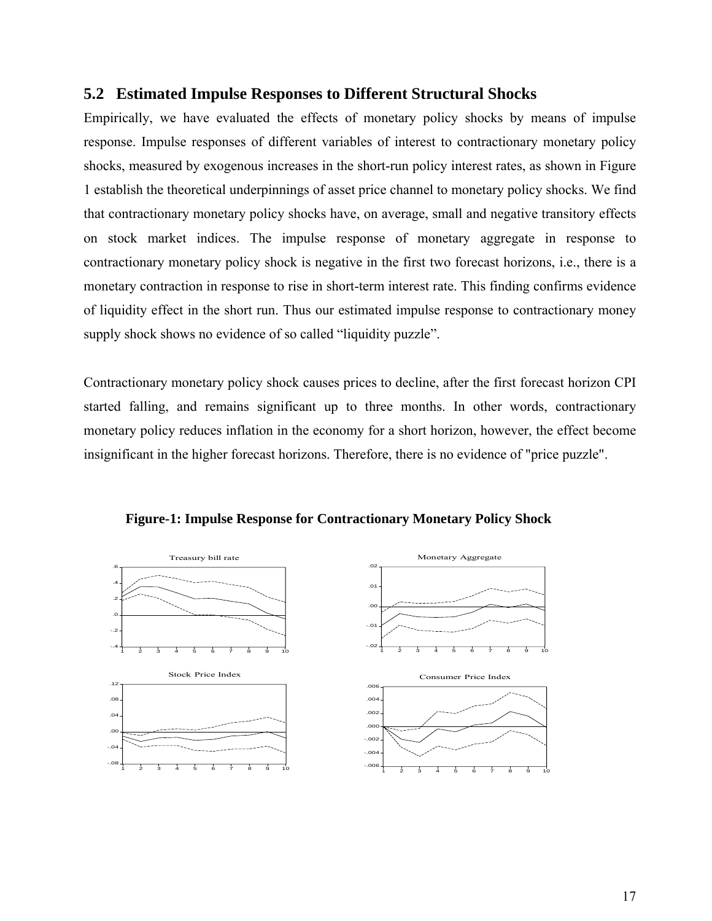## 5.2 Estimated Impulse Responses to Different Structural Shocks

Empirically, we have evaluated the effects of monetary policy shocks by means of impulse response. Impulse responses of different variables of interest to contractionary monetary policy shocks, measured by exogenous increases in the short-run policy interest rates, as shown in Figure 1 establish the theoretical underpinnings of asset price channel to monetary policy shocks. We find that contractionary monetary policy shocks have, on average, small and negative transitory effects on stock market indices. The impulse response of monetary aggregate in response to contractionary monetary policy shock is negative in the first two forecast horizons, i.e., there is a monetary contraction in response to rise in short-term interest rate. This finding confirms evidence of liquidity effect in the short run. Thus our estimated impulse response to contractionary money supply shock shows no evidence of so called "liquidity puzzle".

Contractionary monetary policy shock causes prices to decline, after the first forecast horizon CPI started falling, and remains significant up to three months. In other words, contractionary monetary policy reduces inflation in the economy for a short horizon, however, the effect become insignificant in the higher forecast horizons. Therefore, there is no evidence of "price puzzle".

**Figure-1: Impulse Response for Contractionary Monetary Policy Shock**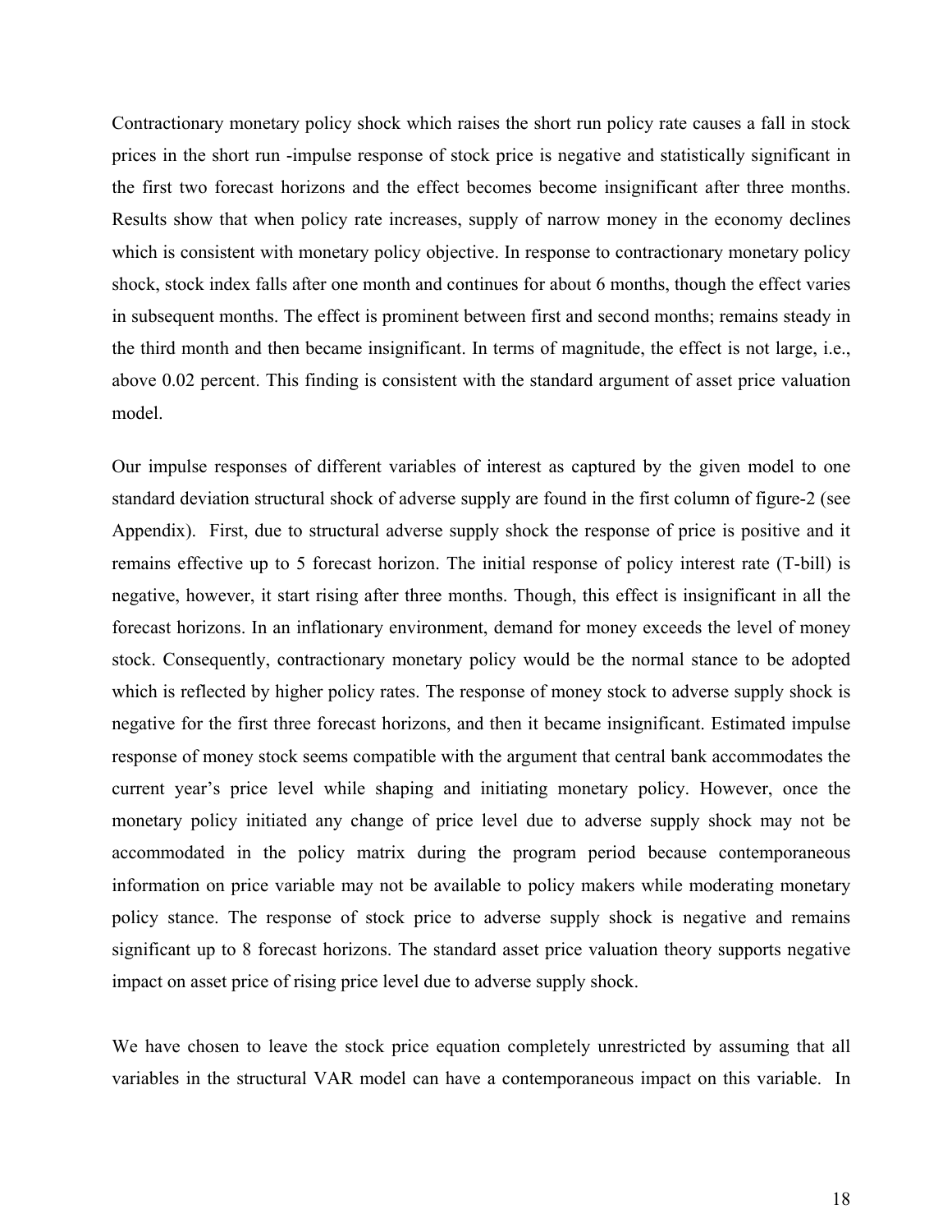Contractionary monetary policy shock which raises the short run policy rate causes a fall in stock prices in the short run -impulse response of stock price is negative and statistically significant in the first two forecast horizons and the effect becomes become insignificant after three months. Results show that when policy rate increases, supply of narrow money in the economy declines which is consistent with monetary policy objective. In response to contractionary monetary policy shock, stock index falls after one month and continues for about 6 months, though the effect varies in subsequent months. The effect is prominent between first and second months; remains steady in the third month and then became insignificant. In terms of magnitude, the effect is not large, i.e., above 0.02 percent. This finding is consistent with the standard argument of asset price valuation model.

Our impulse responses of different variables of interest as captured by the given model to one standard deviation structural shock of adverse supply are found in the first column of figure-2 (see Appendix). First, due to structural adverse supply shock the response of price is positive and it remains effective up to 5 forecast horizon. The initial response of policy interest rate (T-bill) is negative, however, it start rising after three months. Though, this effect is insignificant in all the forecast horizons. In an inflationary environment, demand for money exceeds the level of money stock. Consequently, contractionary monetary policy would be the normal stance to be adopted which is reflected by higher policy rates. The response of money stock to adverse supply shock is negative for the first three forecast horizons, and then it became insignificant. Estimated impulse response of money stock seems compatible with the argument that central bank accommodates the current year's price level while shaping and initiating monetary policy. However, once the monetary policy initiated any change of price level due to adverse supply shock may not be accommodated in the policy matrix during the program period because contemporaneous information on price variable may not be available to policy makers while moderating monetary policy stance. The response of stock price to adverse supply shock is negative and remains significant up to 8 forecast horizons. The standard asset price valuation theory supports negative impact on asset price of rising price level due to adverse supply shock.

We have chosen to leave the stock price equation completely unrestricted by assuming that all variables in the structural VAR model can have a contemporaneous impact on this variable. In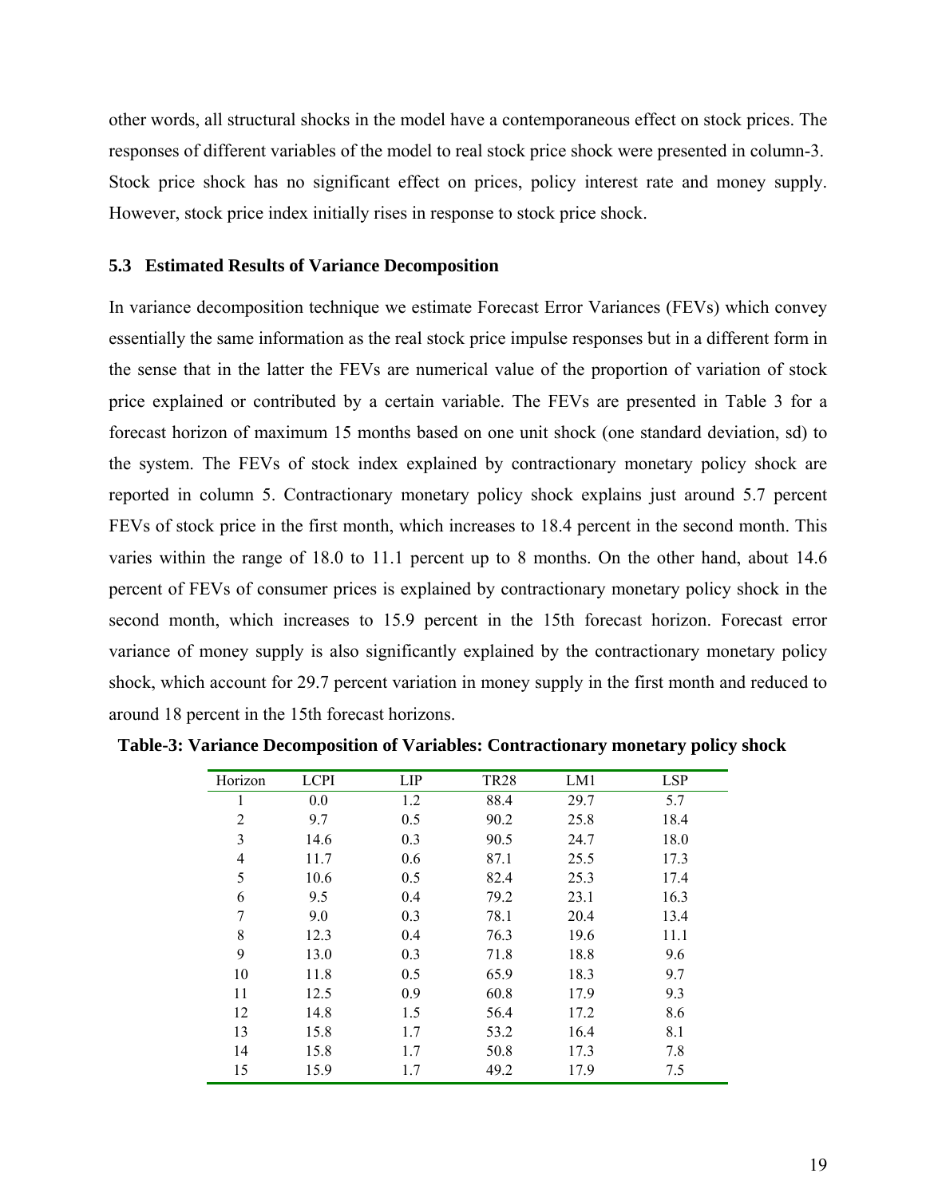other words, all structural shocks in the model have a contemporaneous effect on stock prices. The responses of different variables of the model to real stock price shock were presented in column-3. Stock price shock has no significant effect on prices, policy interest rate and money supply. However, stock price index initially rises in response to stock price shock.

### 5.3 Estimated Results of Variance Decomposition

In variance decomposition technique we estimate Forecast Error Variances (FEVs) which convey essentially the same information as the real stock price impulse responses but in a different form in the sense that in the latter the FEVs are numerical value of the proportion of variation of stock price explained or contributed by a certain variable. The FEVs are presented in Table 3 for a forecast horizon of maximum 15 months based on one unit shock (one standard deviation, sd) to the system. The FEVs of stock index explained by contractionary monetary policy shock are reported in column 5. Contractionary monetary policy shock explains just around 5.7 percent FEVs of stock price in the first month, which increases to 18.4 percent in the second month. This varies within the range of 18.0 to 11.1 percent up to 8 months. On the other hand, about 14.6 percent of FEVs of consumer prices is explained by contractionary monetary policy shock in the second month, which increases to 15.9 percent in the 15th forecast horizon. Forecast error variance of money supply is also significantly explained by the contractionary monetary policy shock, which account for 29.7 percent variation in money supply in the first month and reduced to around 18 percent in the 15th forecast horizons.

**Table-3: Variance Decomposition of Variables: Contractionary monetary policy shock**

| Horizon | LCPI | LIP | TR28 | LM1 | LSP |
|---|---|---|---|---|---|
| 1 | 0.0 | 1.2 | 88.4 | 29.7 | 5.7 |
| 2 | 9.7 | 0.5 | 90.2 | 25.8 | 18.4 |
| 3 | 14.6 | 0.3 | 90.5 | 24.7 | 18.0 |
| 4 | 11.7 | 0.6 | 87.1 | 25.5 | 17.3 |
| 5 | 10.6 | 0.5 | 82.4 | 25.3 | 17.4 |
| 6 | 9.5 | 0.4 | 79.2 | 23.1 | 16.3 |
| 7 | 9.0 | 0.3 | 78.1 | 20.4 | 13.4 |
| 8 | 12.3 | 0.4 | 76.3 | 19.6 | 11.1 |
| 9 | 13.0 | 0.3 | 71.8 | 18.8 | 9.6 |
| 10 | 11.8 | 0.5 | 65.9 | 18.3 | 9.7 |
| 11 | 12.5 | 0.9 | 60.8 | 17.9 | 9.3 |
| 12 | 14.8 | 1.5 | 56.4 | 17.2 | 8.6 |
| 13 | 15.8 | 1.7 | 53.2 | 16.4 | 8.1 |
| 14 | 15.8 | 1.7 | 50.8 | 17.3 | 7.8 |
| 15 | 15.9 | 1.7 | 49.2 | 17.9 | 7.5 |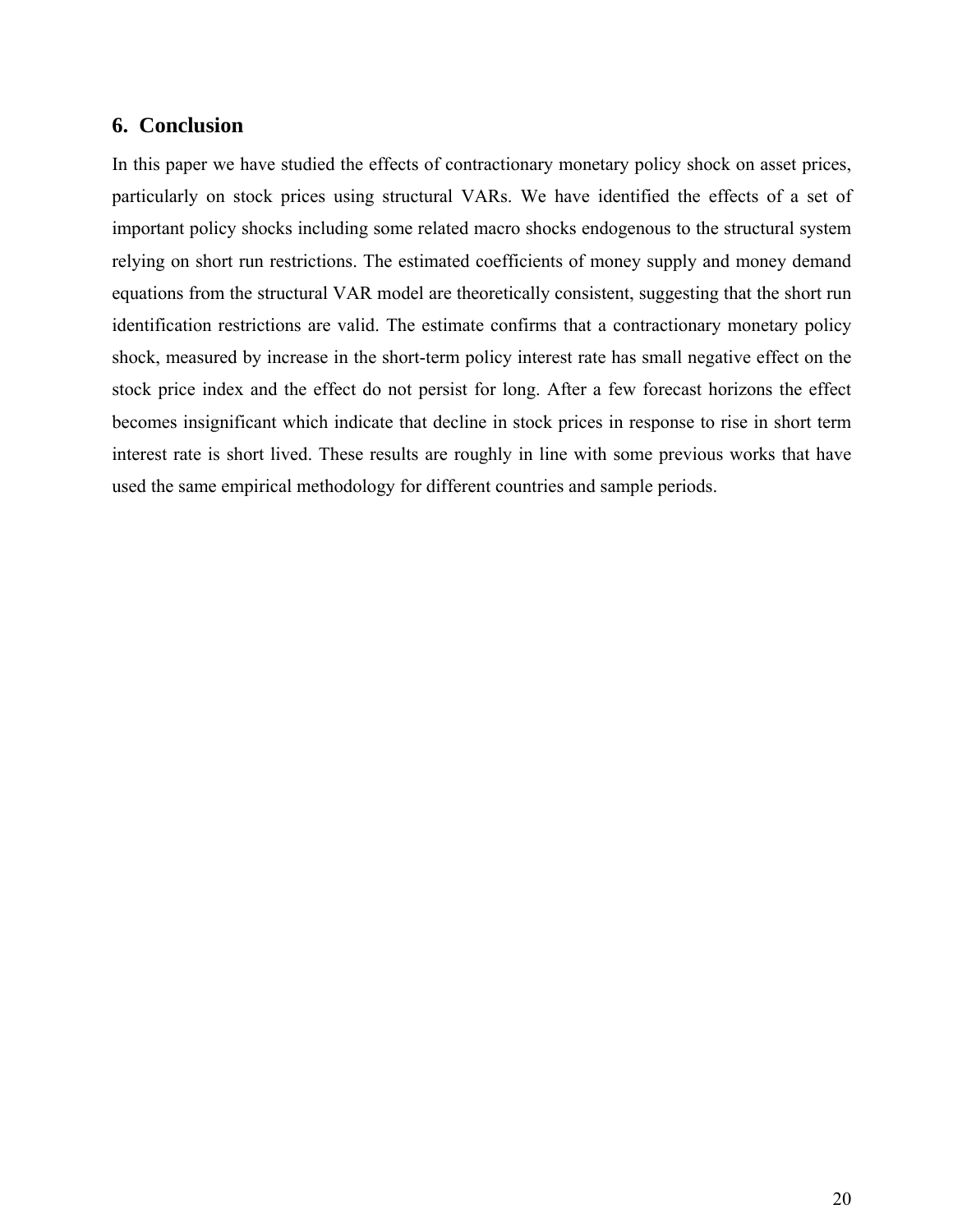## 6. Conclusion

In this paper we have studied the effects of contractionary monetary policy shock on asset prices, particularly on stock prices using structural VARs. We have identified the effects of a set of important policy shocks including some related macro shocks endogenous to the structural system relying on short run restrictions. The estimated coefficients of money supply and money demand equations from the structural VAR model are theoretically consistent, suggesting that the short run identification restrictions are valid. The estimate confirms that a contractionary monetary policy shock, measured by increase in the short-term policy interest rate has small negative effect on the stock price index and the effect do not persist for long. After a few forecast horizons the effect becomes insignificant which indicate that decline in stock prices in response to rise in short term interest rate is short lived. These results are roughly in line with some previous works that have used the same empirical methodology for different countries and sample periods.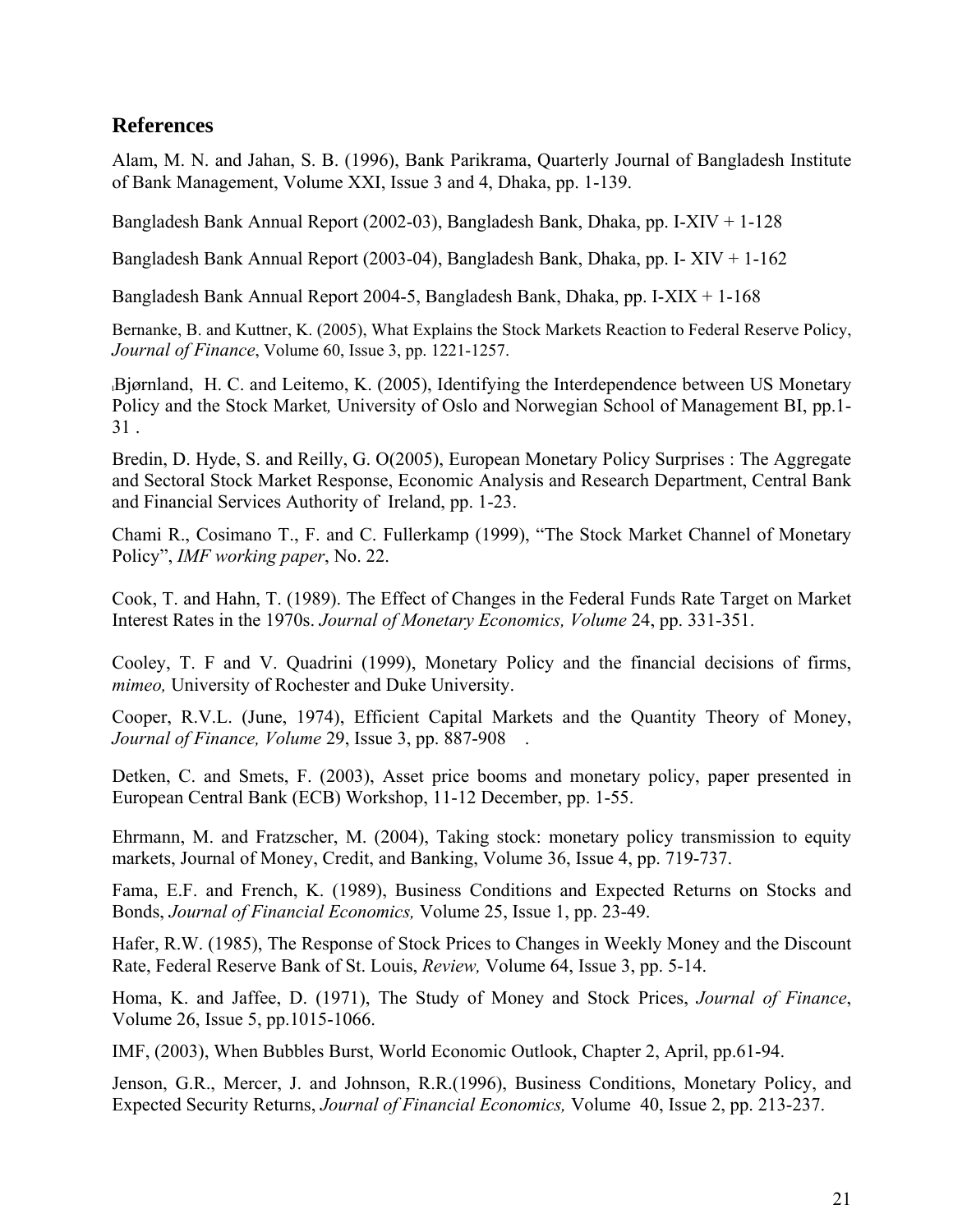## References

Alam, M. N. and Jahan, S. B. (1996), Bank Parikrama, Quarterly Journal of Bangladesh Institute of Bank Management, Volume XXI, Issue 3 and 4, Dhaka, pp. 1-139.

Bangladesh Bank Annual Report (2002-03), Bangladesh Bank, Dhaka, pp. I-XIV + 1-128

Bangladesh Bank Annual Report (2003-04), Bangladesh Bank, Dhaka, pp. I- XIV + 1-162

Bangladesh Bank Annual Report 2004-5, Bangladesh Bank, Dhaka, pp. I-XIX + 1-168

Bernanke, B. and Kuttner, K. (2005), What Explains the Stock Markets Reaction to Federal Reserve Policy, *Journal of Finance*, Volume 60, Issue 3, pp. 1221-1257.

Bjørnland, H. C. and Leitemo, K. (2005), Identifying the Interdependence between US Monetary Policy and the Stock Market*,* University of Oslo and Norwegian School of Management BI, pp.1-31 .

Bredin, D. Hyde, S. and Reilly, G. O(2005), European Monetary Policy Surprises : The Aggregate and Sectoral Stock Market Response, Economic Analysis and Research Department, Central Bank and Financial Services Authority of Ireland, pp. 1-23.

Chami R., Cosimano T., F. and C. Fullerkamp (1999), "The Stock Market Channel of Monetary Policy", *IMF working paper*, No. 22.

Cook, T. and Hahn, T. (1989). The Effect of Changes in the Federal Funds Rate Target on Market Interest Rates in the 1970s. *Journal of Monetary Economics, Volume* 24, pp. 331-351.

Cooley, T. F and V. Quadrini (1999), Monetary Policy and the financial decisions of firms, *mimeo,* University of Rochester and Duke University.

Cooper, R.V.L. (June, 1974), Efficient Capital Markets and the Quantity Theory of Money, *Journal of Finance, Volume* 29, Issue 3, pp. 887-908 .

Detken, C. and Smets, F. (2003), Asset price booms and monetary policy, paper presented in European Central Bank (ECB) Workshop, 11-12 December, pp. 1-55.

Ehrmann, M. and Fratzscher, M. (2004), Taking stock: monetary policy transmission to equity markets, Journal of Money, Credit, and Banking, Volume 36, Issue 4, pp. 719-737.

Fama, E.F. and French, K. (1989), Business Conditions and Expected Returns on Stocks and Bonds, *Journal of Financial Economics,* Volume 25, Issue 1, pp. 23-49.

Hafer, R.W. (1985), The Response of Stock Prices to Changes in Weekly Money and the Discount Rate, Federal Reserve Bank of St. Louis, *Review,* Volume 64, Issue 3, pp. 5-14.

Homa, K. and Jaffee, D. (1971), The Study of Money and Stock Prices, *Journal of Finance*, Volume 26, Issue 5, pp.1015-1066.

IMF, (2003), When Bubbles Burst, World Economic Outlook, Chapter 2, April, pp.61-94.

Jenson, G.R., Mercer, J. and Johnson, R.R.(1996), Business Conditions, Monetary Policy, and Expected Security Returns, *Journal of Financial Economics,* Volume 40, Issue 2, pp. 213-237.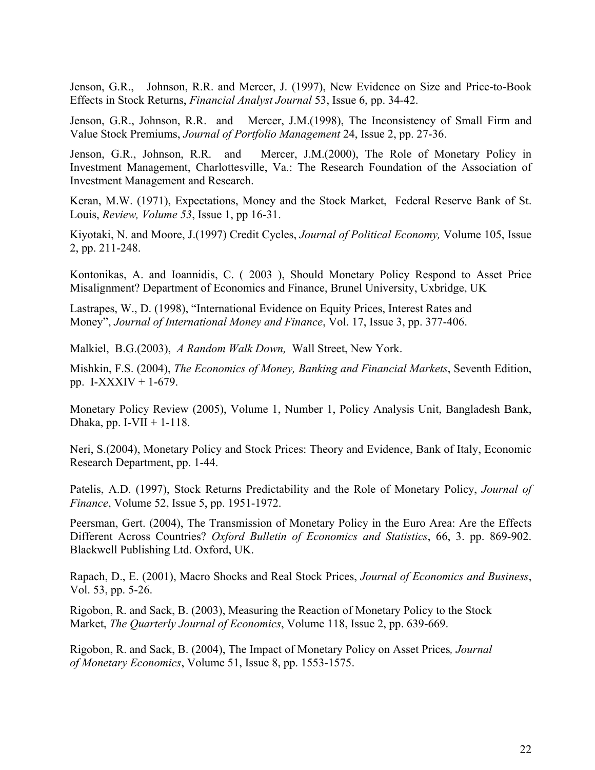Jenson, G.R., Johnson, R.R. and Mercer, J. (1997), New Evidence on Size and Price-to-Book Effects in Stock Returns, *Financial Analyst Journal* 53, Issue 6, pp. 34-42.

Jenson, G.R., Johnson, R.R. and Mercer, J.M.(1998), The Inconsistency of Small Firm and Value Stock Premiums, *Journal of Portfolio Management* 24, Issue 2, pp. 27-36.

Jenson, G.R., Johnson, R.R. and Mercer, J.M.(2000), The Role of Monetary Policy in Investment Management, Charlottesville, Va.: The Research Foundation of the Association of Investment Management and Research.

Keran, M.W. (1971), Expectations, Money and the Stock Market, Federal Reserve Bank of St. Louis, *Review, Volume 53*, Issue 1, pp 16-31.

Kiyotaki, N. and Moore, J.(1997) Credit Cycles, *Journal of Political Economy,* Volume 105, Issue 2, pp. 211-248.

Kontonikas, A. and Ioannidis, C. ( 2003 ), Should Monetary Policy Respond to Asset Price Misalignment? Department of Economics and Finance, Brunel University, Uxbridge, UK

Lastrapes, W., D. (1998), "International Evidence on Equity Prices, Interest Rates and Money", *Journal of International Money and Finance*, Vol. 17, Issue 3, pp. 377-406.

Malkiel, B.G.(2003), *A Random Walk Down,* Wall Street, New York.

Mishkin, F.S. (2004), *The Economics of Money, Banking and Financial Markets*, Seventh Edition, pp. I-XXXIV + 1-679.

Monetary Policy Review (2005), Volume 1, Number 1, Policy Analysis Unit, Bangladesh Bank, Dhaka, pp. I-VII + 1-118.

Neri, S.(2004), Monetary Policy and Stock Prices: Theory and Evidence, Bank of Italy, Economic Research Department, pp. 1-44.

Patelis, A.D. (1997), Stock Returns Predictability and the Role of Monetary Policy, *Journal of Finance*, Volume 52, Issue 5, pp. 1951-1972.

Peersman, Gert. (2004), The Transmission of Monetary Policy in the Euro Area: Are the Effects Different Across Countries? *Oxford Bulletin of Economics and Statistics*, 66, 3. pp. 869-902. Blackwell Publishing Ltd. Oxford, UK.

Rapach, D., E. (2001), Macro Shocks and Real Stock Prices, *Journal of Economics and Business*, Vol. 53, pp. 5-26.

Rigobon, R. and Sack, B. (2003), Measuring the Reaction of Monetary Policy to the Stock Market, *The Quarterly Journal of Economics*, Volume 118, Issue 2, pp. 639-669.

Rigobon, R. and Sack, B. (2004), The Impact of Monetary Policy on Asset Prices*, Journal of Monetary Economics*, Volume 51, Issue 8, pp. 1553-1575.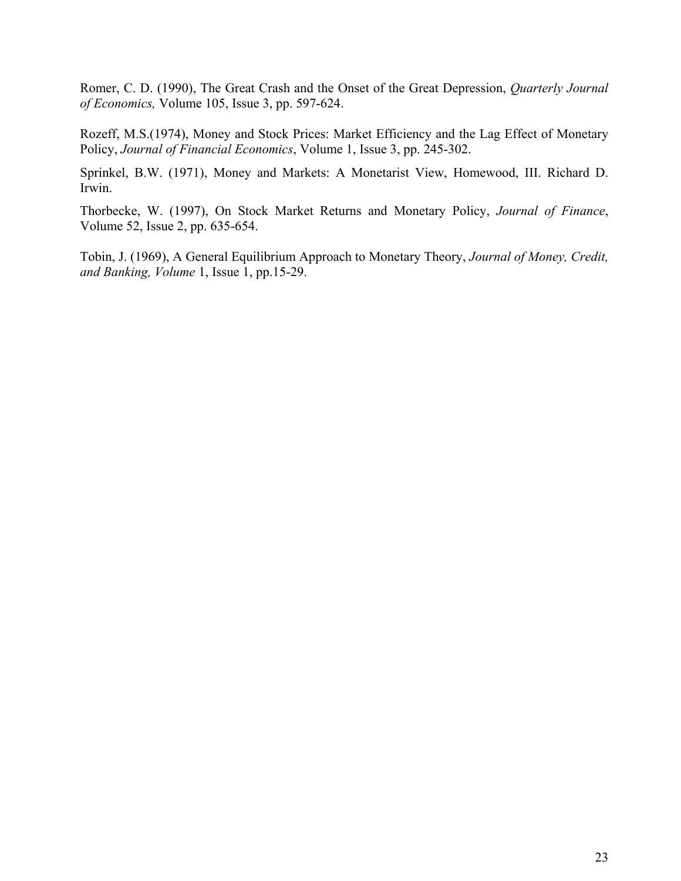Romer, C. D. (1990), The Great Crash and the Onset of the Great Depression, *Quarterly Journal of Economics,* Volume 105, Issue 3, pp. 597-624.

Rozeff, M.S.(1974), Money and Stock Prices: Market Efficiency and the Lag Effect of Monetary Policy, *Journal of Financial Economics*, Volume 1, Issue 3, pp. 245-302.

Sprinkel, B.W. (1971), Money and Markets: A Monetarist View, Homewood, III. Richard D. Irwin.

Thorbecke, W. (1997), On Stock Market Returns and Monetary Policy, *Journal of Finance*, Volume 52, Issue 2, pp. 635-654.

Tobin, J. (1969), A General Equilibrium Approach to Monetary Theory, *Journal of Money, Credit, and Banking, Volume* 1, Issue 1, pp.15-29.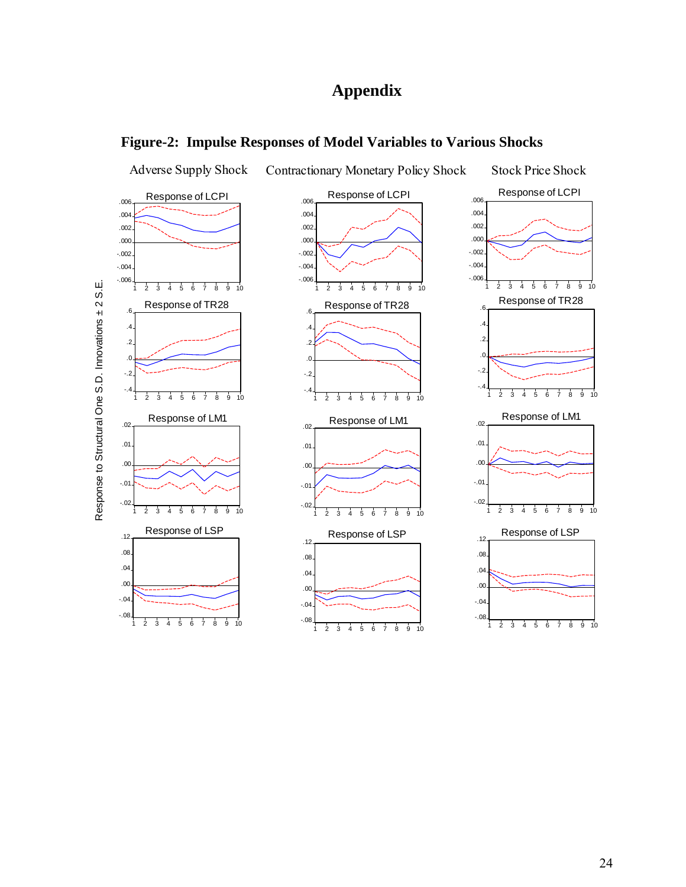# Appendix

**Figure-2: Impulse Responses of Model Variables to Various Shocks**

Adverse Supply Shock    Contractionary Monetary Policy Shock    Stock Price Shock

Response to Structural One S.D. Innovations ± 2 S.E.

Response of LCPI

Response of TR28

Response of LM1

Response of LSP